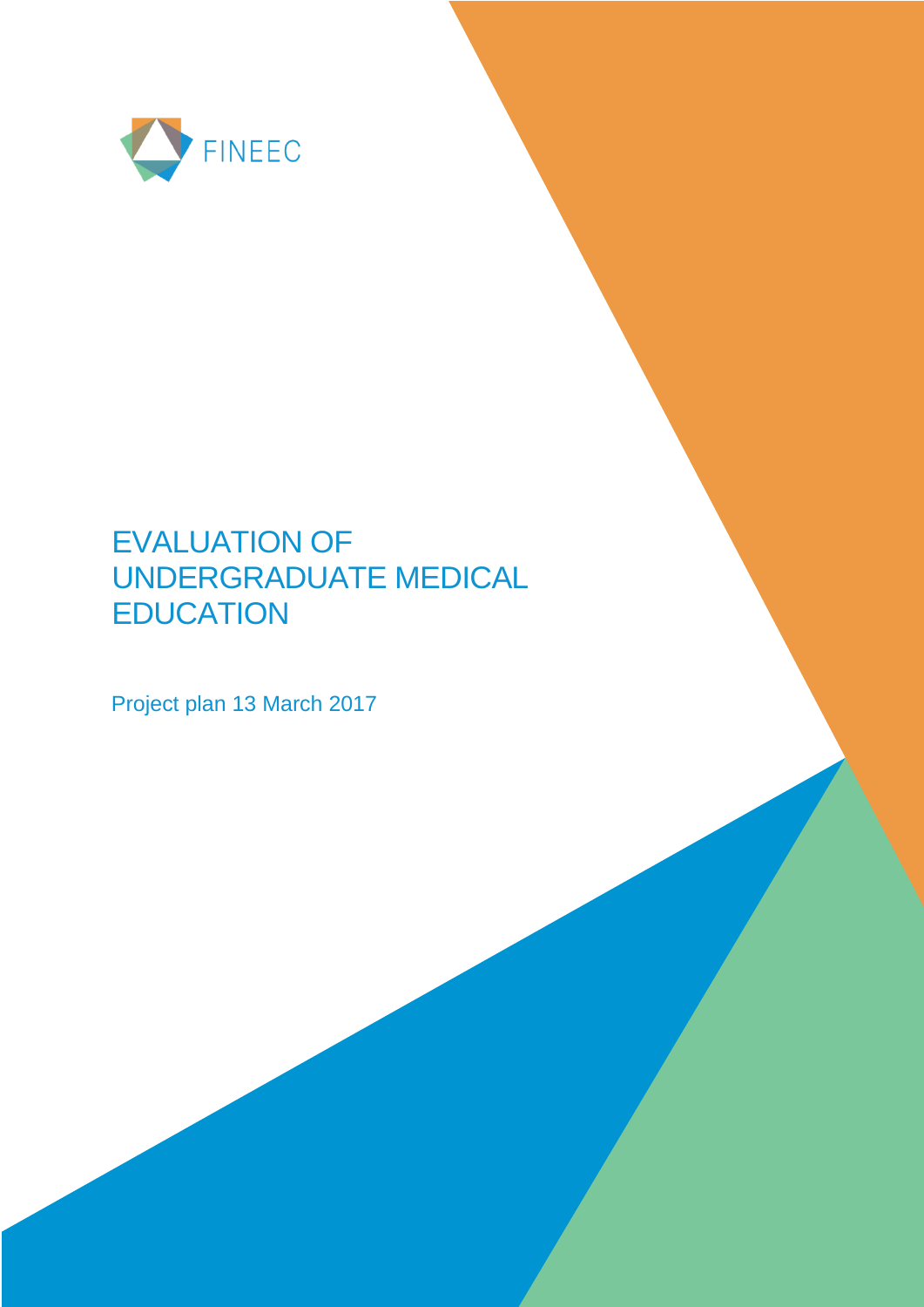FINEEC

# EVALUATION OF UNDERGRADUATE MEDICAL EDUCATION

Project plan 13 March 2017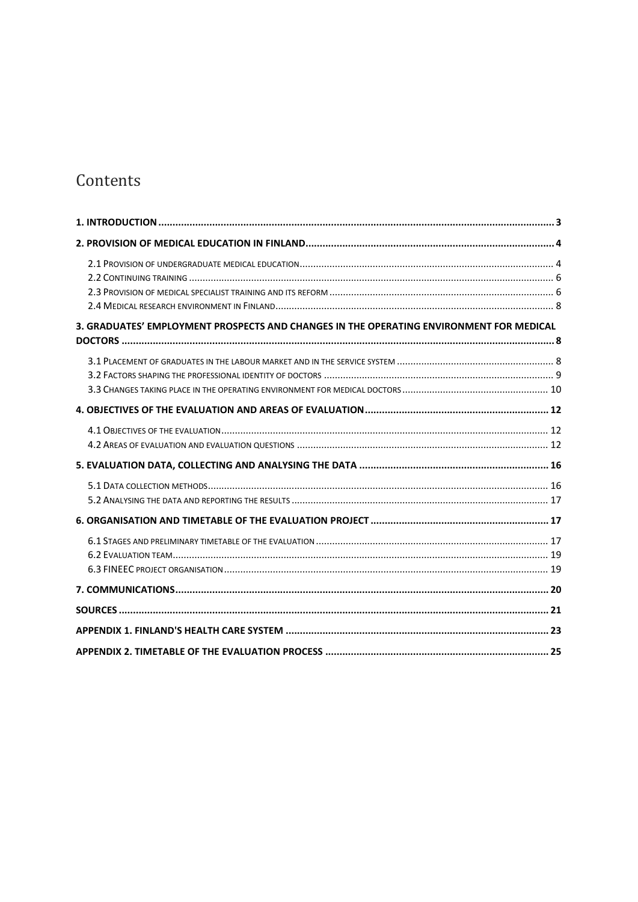# Contents

**1. INTRODUCTION** ........ **3**

**2. PROVISION OF MEDICAL EDUCATION IN FINLAND** ........ **4**

- 2.1 Provision of undergraduate medical education ........ 4
- 2.2 Continuing training ........ 6
- 2.3 Provision of medical specialist training and its reform ........ 6
- 2.4 Medical research environment in Finland ........ 8

**3. GRADUATES' EMPLOYMENT PROSPECTS AND CHANGES IN THE OPERATING ENVIRONMENT FOR MEDICAL DOCTORS** ........ **8**

- 3.1 Placement of graduates in the labour market and in the service system ........ 8
- 3.2 Factors shaping the professional identity of doctors ........ 9
- 3.3 Changes taking place in the operating environment for medical doctors ........ 10

**4. OBJECTIVES OF THE EVALUATION AND AREAS OF EVALUATION** ........ **12**

- 4.1 Objectives of the evaluation ........ 12
- 4.2 Areas of evaluation and evaluation questions ........ 12

**5. EVALUATION DATA, COLLECTING AND ANALYSING THE DATA** ........ **16**

- 5.1 Data collection methods ........ 16
- 5.2 Analysing the data and reporting the results ........ 17

**6. ORGANISATION AND TIMETABLE OF THE EVALUATION PROJECT** ........ **17**

- 6.1 Stages and preliminary timetable of the evaluation ........ 17
- 6.2 Evaluation team ........ 19
- 6.3 FINEEC project organisation ........ 19

**7. COMMUNICATIONS** ........ **20**

**SOURCES** ........ **21**

**APPENDIX 1. FINLAND'S HEALTH CARE SYSTEM** ........ **23**

**APPENDIX 2. TIMETABLE OF THE EVALUATION PROCESS** ........ **25**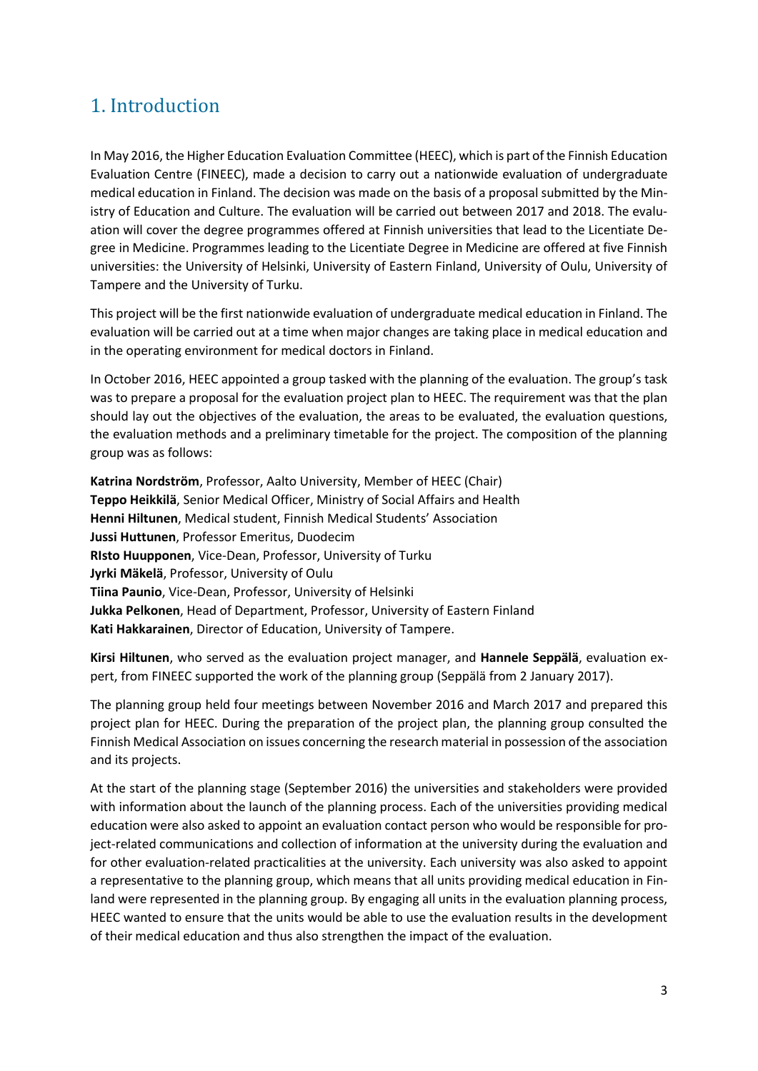# 1. Introduction

In May 2016, the Higher Education Evaluation Committee (HEEC), which is part of the Finnish Education Evaluation Centre (FINEEC), made a decision to carry out a nationwide evaluation of undergraduate medical education in Finland. The decision was made on the basis of a proposal submitted by the Ministry of Education and Culture. The evaluation will be carried out between 2017 and 2018. The evaluation will cover the degree programmes offered at Finnish universities that lead to the Licentiate Degree in Medicine. Programmes leading to the Licentiate Degree in Medicine are offered at five Finnish universities: the University of Helsinki, University of Eastern Finland, University of Oulu, University of Tampere and the University of Turku.

This project will be the first nationwide evaluation of undergraduate medical education in Finland. The evaluation will be carried out at a time when major changes are taking place in medical education and in the operating environment for medical doctors in Finland.

In October 2016, HEEC appointed a group tasked with the planning of the evaluation. The group's task was to prepare a proposal for the evaluation project plan to HEEC. The requirement was that the plan should lay out the objectives of the evaluation, the areas to be evaluated, the evaluation questions, the evaluation methods and a preliminary timetable for the project. The composition of the planning group was as follows:

**Katrina Nordström**, Professor, Aalto University, Member of HEEC (Chair)
**Teppo Heikkilä**, Senior Medical Officer, Ministry of Social Affairs and Health
**Henni Hiltunen**, Medical student, Finnish Medical Students' Association
**Jussi Huttunen**, Professor Emeritus, Duodecim
**RIsto Huupponen**, Vice-Dean, Professor, University of Turku
**Jyrki Mäkelä**, Professor, University of Oulu
**Tiina Paunio**, Vice-Dean, Professor, University of Helsinki
**Jukka Pelkonen**, Head of Department, Professor, University of Eastern Finland
**Kati Hakkarainen**, Director of Education, University of Tampere.

**Kirsi Hiltunen**, who served as the evaluation project manager, and **Hannele Seppälä**, evaluation expert, from FINEEC supported the work of the planning group (Seppälä from 2 January 2017).

The planning group held four meetings between November 2016 and March 2017 and prepared this project plan for HEEC. During the preparation of the project plan, the planning group consulted the Finnish Medical Association on issues concerning the research material in possession of the association and its projects.

At the start of the planning stage (September 2016) the universities and stakeholders were provided with information about the launch of the planning process. Each of the universities providing medical education were also asked to appoint an evaluation contact person who would be responsible for project-related communications and collection of information at the university during the evaluation and for other evaluation-related practicalities at the university. Each university was also asked to appoint a representative to the planning group, which means that all units providing medical education in Finland were represented in the planning group. By engaging all units in the evaluation planning process, HEEC wanted to ensure that the units would be able to use the evaluation results in the development of their medical education and thus also strengthen the impact of the evaluation.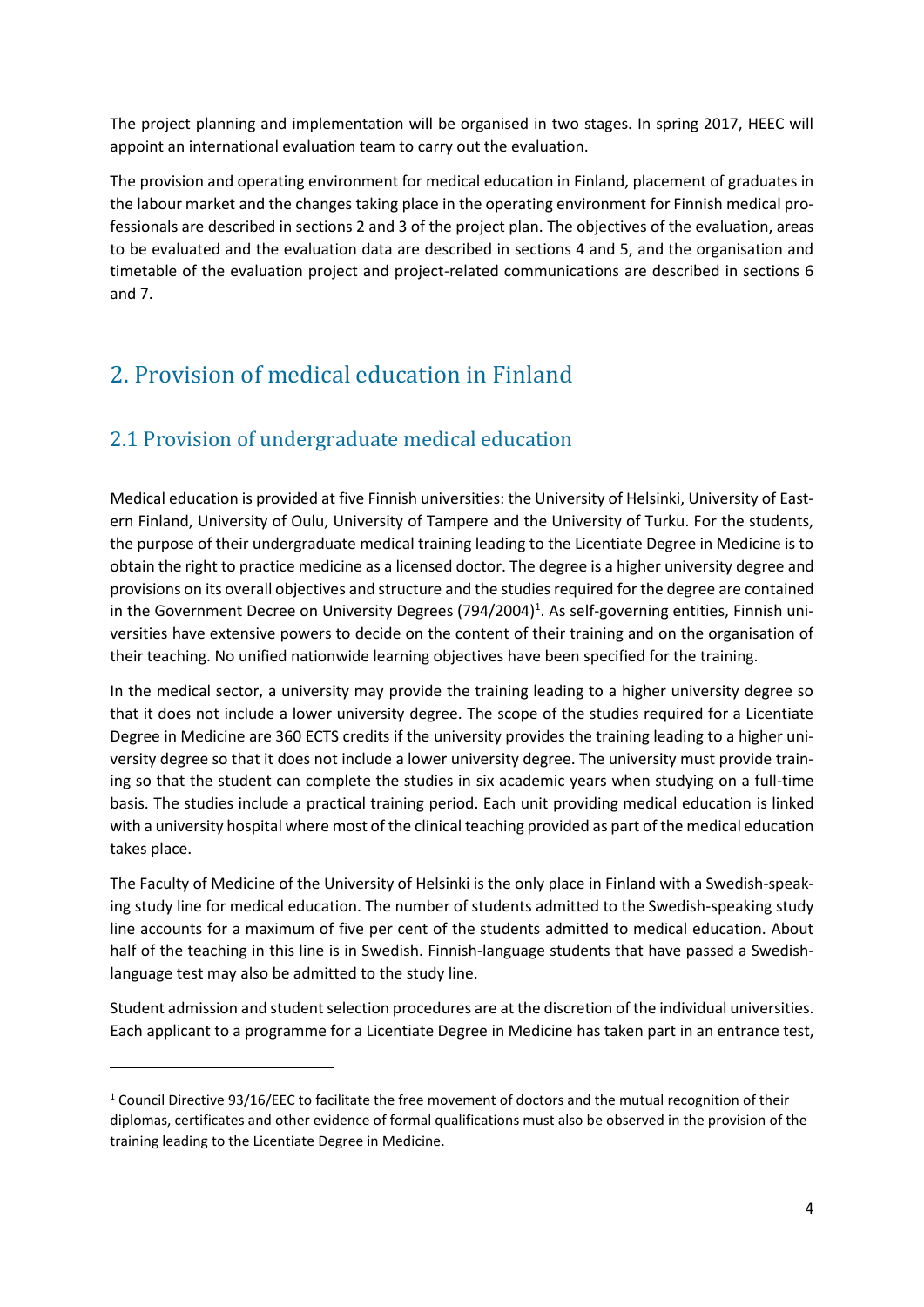The project planning and implementation will be organised in two stages. In spring 2017, HEEC will appoint an international evaluation team to carry out the evaluation.

The provision and operating environment for medical education in Finland, placement of graduates in the labour market and the changes taking place in the operating environment for Finnish medical professionals are described in sections 2 and 3 of the project plan. The objectives of the evaluation, areas to be evaluated and the evaluation data are described in sections 4 and 5, and the organisation and timetable of the evaluation project and project-related communications are described in sections 6 and 7.

# 2. Provision of medical education in Finland

## 2.1 Provision of undergraduate medical education

Medical education is provided at five Finnish universities: the University of Helsinki, University of Eastern Finland, University of Oulu, University of Tampere and the University of Turku. For the students, the purpose of their undergraduate medical training leading to the Licentiate Degree in Medicine is to obtain the right to practice medicine as a licensed doctor. The degree is a higher university degree and provisions on its overall objectives and structure and the studies required for the degree are contained in the Government Decree on University Degrees (794/2004)[1]. As self-governing entities, Finnish universities have extensive powers to decide on the content of their training and on the organisation of their teaching. No unified nationwide learning objectives have been specified for the training.

In the medical sector, a university may provide the training leading to a higher university degree so that it does not include a lower university degree. The scope of the studies required for a Licentiate Degree in Medicine are 360 ECTS credits if the university provides the training leading to a higher university degree so that it does not include a lower university degree. The university must provide training so that the student can complete the studies in six academic years when studying on a full-time basis. The studies include a practical training period. Each unit providing medical education is linked with a university hospital where most of the clinical teaching provided as part of the medical education takes place.

The Faculty of Medicine of the University of Helsinki is the only place in Finland with a Swedish-speaking study line for medical education. The number of students admitted to the Swedish-speaking study line accounts for a maximum of five per cent of the students admitted to medical education. About half of the teaching in this line is in Swedish. Finnish-language students that have passed a Swedish-language test may also be admitted to the study line.

Student admission and student selection procedures are at the discretion of the individual universities. Each applicant to a programme for a Licentiate Degree in Medicine has taken part in an entrance test,

[1] Council Directive 93/16/EEC to facilitate the free movement of doctors and the mutual recognition of their diplomas, certificates and other evidence of formal qualifications must also be observed in the provision of the training leading to the Licentiate Degree in Medicine.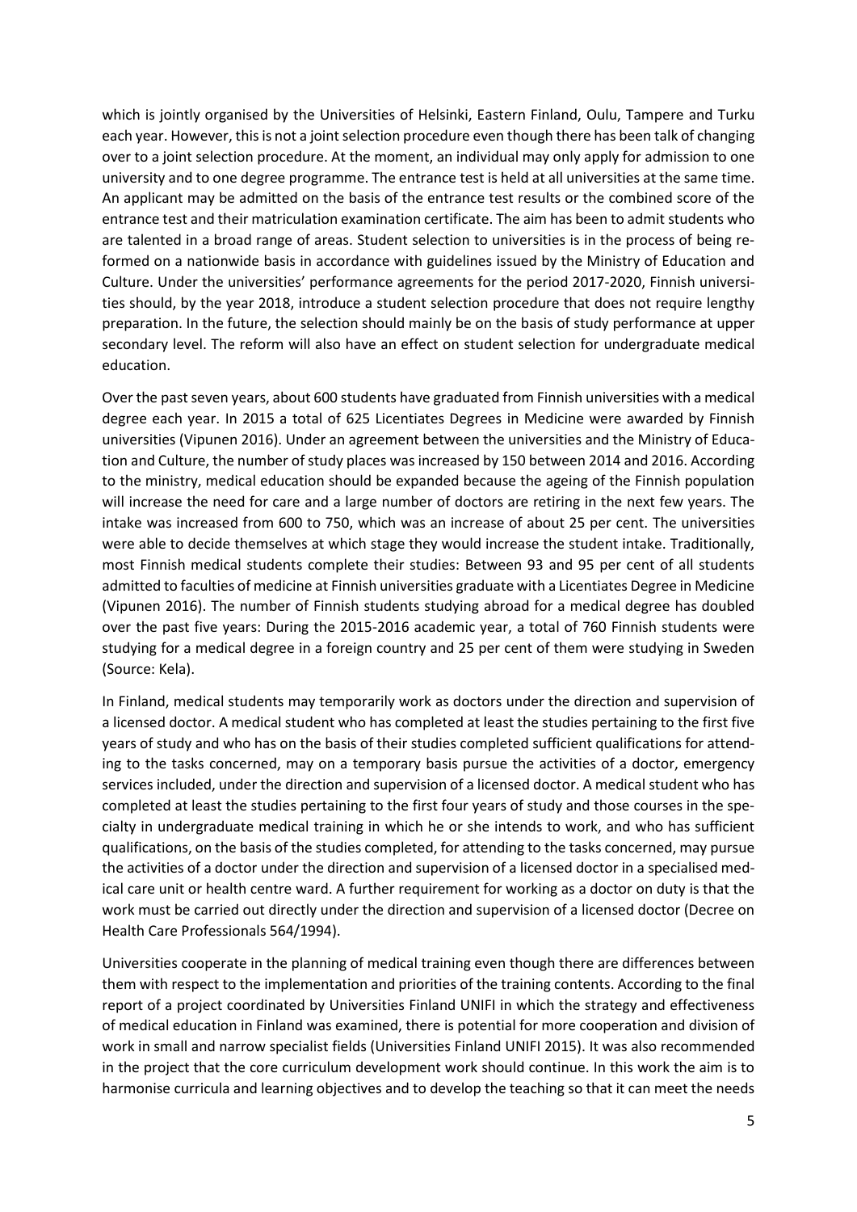which is jointly organised by the Universities of Helsinki, Eastern Finland, Oulu, Tampere and Turku each year. However, this is not a joint selection procedure even though there has been talk of changing over to a joint selection procedure. At the moment, an individual may only apply for admission to one university and to one degree programme. The entrance test is held at all universities at the same time. An applicant may be admitted on the basis of the entrance test results or the combined score of the entrance test and their matriculation examination certificate. The aim has been to admit students who are talented in a broad range of areas. Student selection to universities is in the process of being reformed on a nationwide basis in accordance with guidelines issued by the Ministry of Education and Culture. Under the universities' performance agreements for the period 2017-2020, Finnish universities should, by the year 2018, introduce a student selection procedure that does not require lengthy preparation. In the future, the selection should mainly be on the basis of study performance at upper secondary level. The reform will also have an effect on student selection for undergraduate medical education.

Over the past seven years, about 600 students have graduated from Finnish universities with a medical degree each year. In 2015 a total of 625 Licentiates Degrees in Medicine were awarded by Finnish universities (Vipunen 2016). Under an agreement between the universities and the Ministry of Education and Culture, the number of study places was increased by 150 between 2014 and 2016. According to the ministry, medical education should be expanded because the ageing of the Finnish population will increase the need for care and a large number of doctors are retiring in the next few years. The intake was increased from 600 to 750, which was an increase of about 25 per cent. The universities were able to decide themselves at which stage they would increase the student intake. Traditionally, most Finnish medical students complete their studies: Between 93 and 95 per cent of all students admitted to faculties of medicine at Finnish universities graduate with a Licentiates Degree in Medicine (Vipunen 2016). The number of Finnish students studying abroad for a medical degree has doubled over the past five years: During the 2015-2016 academic year, a total of 760 Finnish students were studying for a medical degree in a foreign country and 25 per cent of them were studying in Sweden (Source: Kela).

In Finland, medical students may temporarily work as doctors under the direction and supervision of a licensed doctor. A medical student who has completed at least the studies pertaining to the first five years of study and who has on the basis of their studies completed sufficient qualifications for attending to the tasks concerned, may on a temporary basis pursue the activities of a doctor, emergency services included, under the direction and supervision of a licensed doctor. A medical student who has completed at least the studies pertaining to the first four years of study and those courses in the specialty in undergraduate medical training in which he or she intends to work, and who has sufficient qualifications, on the basis of the studies completed, for attending to the tasks concerned, may pursue the activities of a doctor under the direction and supervision of a licensed doctor in a specialised medical care unit or health centre ward. A further requirement for working as a doctor on duty is that the work must be carried out directly under the direction and supervision of a licensed doctor (Decree on Health Care Professionals 564/1994).

Universities cooperate in the planning of medical training even though there are differences between them with respect to the implementation and priorities of the training contents. According to the final report of a project coordinated by Universities Finland UNIFI in which the strategy and effectiveness of medical education in Finland was examined, there is potential for more cooperation and division of work in small and narrow specialist fields (Universities Finland UNIFI 2015). It was also recommended in the project that the core curriculum development work should continue. In this work the aim is to harmonise curricula and learning objectives and to develop the teaching so that it can meet the needs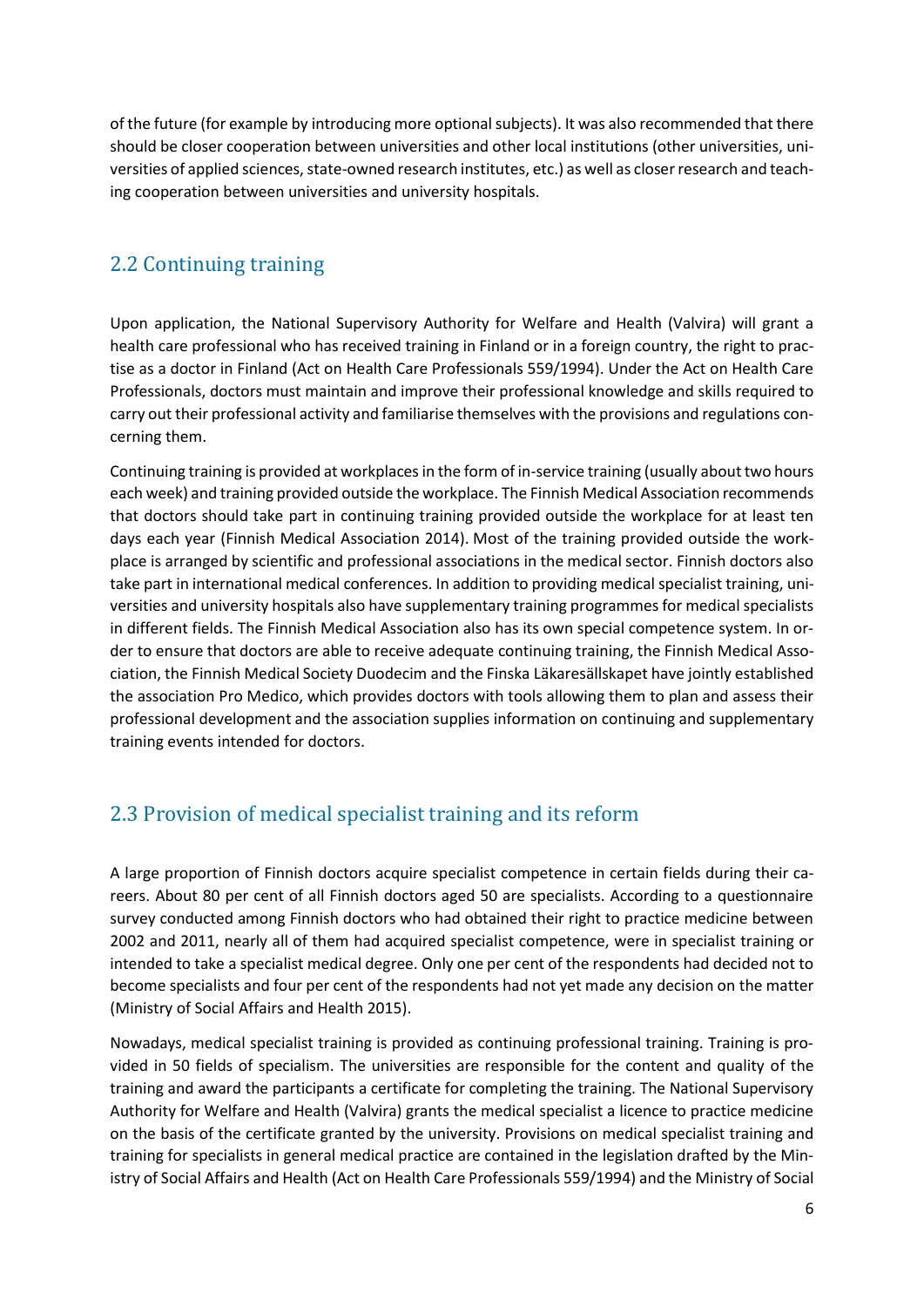of the future (for example by introducing more optional subjects). It was also recommended that there should be closer cooperation between universities and other local institutions (other universities, universities of applied sciences, state-owned research institutes, etc.) as well as closer research and teaching cooperation between universities and university hospitals.

## 2.2 Continuing training

Upon application, the National Supervisory Authority for Welfare and Health (Valvira) will grant a health care professional who has received training in Finland or in a foreign country, the right to practise as a doctor in Finland (Act on Health Care Professionals 559/1994). Under the Act on Health Care Professionals, doctors must maintain and improve their professional knowledge and skills required to carry out their professional activity and familiarise themselves with the provisions and regulations concerning them.

Continuing training is provided at workplaces in the form of in-service training (usually about two hours each week) and training provided outside the workplace. The Finnish Medical Association recommends that doctors should take part in continuing training provided outside the workplace for at least ten days each year (Finnish Medical Association 2014). Most of the training provided outside the workplace is arranged by scientific and professional associations in the medical sector. Finnish doctors also take part in international medical conferences. In addition to providing medical specialist training, universities and university hospitals also have supplementary training programmes for medical specialists in different fields. The Finnish Medical Association also has its own special competence system. In order to ensure that doctors are able to receive adequate continuing training, the Finnish Medical Association, the Finnish Medical Society Duodecim and the Finska Läkaresällskapet have jointly established the association Pro Medico, which provides doctors with tools allowing them to plan and assess their professional development and the association supplies information on continuing and supplementary training events intended for doctors.

## 2.3 Provision of medical specialist training and its reform

A large proportion of Finnish doctors acquire specialist competence in certain fields during their careers. About 80 per cent of all Finnish doctors aged 50 are specialists. According to a questionnaire survey conducted among Finnish doctors who had obtained their right to practice medicine between 2002 and 2011, nearly all of them had acquired specialist competence, were in specialist training or intended to take a specialist medical degree. Only one per cent of the respondents had decided not to become specialists and four per cent of the respondents had not yet made any decision on the matter (Ministry of Social Affairs and Health 2015).

Nowadays, medical specialist training is provided as continuing professional training. Training is provided in 50 fields of specialism. The universities are responsible for the content and quality of the training and award the participants a certificate for completing the training. The National Supervisory Authority for Welfare and Health (Valvira) grants the medical specialist a licence to practice medicine on the basis of the certificate granted by the university. Provisions on medical specialist training and training for specialists in general medical practice are contained in the legislation drafted by the Ministry of Social Affairs and Health (Act on Health Care Professionals 559/1994) and the Ministry of Social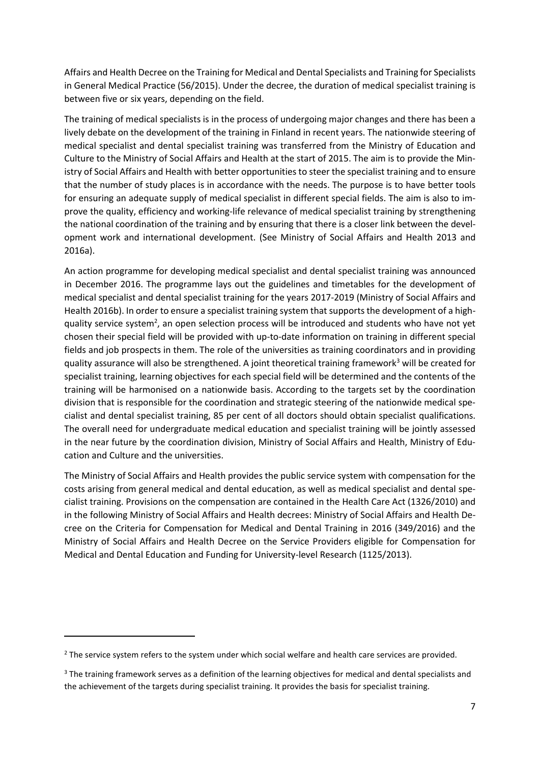Affairs and Health Decree on the Training for Medical and Dental Specialists and Training for Specialists in General Medical Practice (56/2015). Under the decree, the duration of medical specialist training is between five or six years, depending on the field.

The training of medical specialists is in the process of undergoing major changes and there has been a lively debate on the development of the training in Finland in recent years. The nationwide steering of medical specialist and dental specialist training was transferred from the Ministry of Education and Culture to the Ministry of Social Affairs and Health at the start of 2015. The aim is to provide the Ministry of Social Affairs and Health with better opportunities to steer the specialist training and to ensure that the number of study places is in accordance with the needs. The purpose is to have better tools for ensuring an adequate supply of medical specialist in different special fields. The aim is also to improve the quality, efficiency and working-life relevance of medical specialist training by strengthening the national coordination of the training and by ensuring that there is a closer link between the development work and international development. (See Ministry of Social Affairs and Health 2013 and 2016a).

An action programme for developing medical specialist and dental specialist training was announced in December 2016. The programme lays out the guidelines and timetables for the development of medical specialist and dental specialist training for the years 2017-2019 (Ministry of Social Affairs and Health 2016b). In order to ensure a specialist training system that supports the development of a high-quality service system[2], an open selection process will be introduced and students who have not yet chosen their special field will be provided with up-to-date information on training in different special fields and job prospects in them. The role of the universities as training coordinators and in providing quality assurance will also be strengthened. A joint theoretical training framework[3] will be created for specialist training, learning objectives for each special field will be determined and the contents of the training will be harmonised on a nationwide basis. According to the targets set by the coordination division that is responsible for the coordination and strategic steering of the nationwide medical specialist and dental specialist training, 85 per cent of all doctors should obtain specialist qualifications. The overall need for undergraduate medical education and specialist training will be jointly assessed in the near future by the coordination division, Ministry of Social Affairs and Health, Ministry of Education and Culture and the universities.

The Ministry of Social Affairs and Health provides the public service system with compensation for the costs arising from general medical and dental education, as well as medical specialist and dental specialist training. Provisions on the compensation are contained in the Health Care Act (1326/2010) and in the following Ministry of Social Affairs and Health decrees: Ministry of Social Affairs and Health Decree on the Criteria for Compensation for Medical and Dental Training in 2016 (349/2016) and the Ministry of Social Affairs and Health Decree on the Service Providers eligible for Compensation for Medical and Dental Education and Funding for University-level Research (1125/2013).

---

[2] The service system refers to the system under which social welfare and health care services are provided.

[3] The training framework serves as a definition of the learning objectives for medical and dental specialists and the achievement of the targets during specialist training. It provides the basis for specialist training.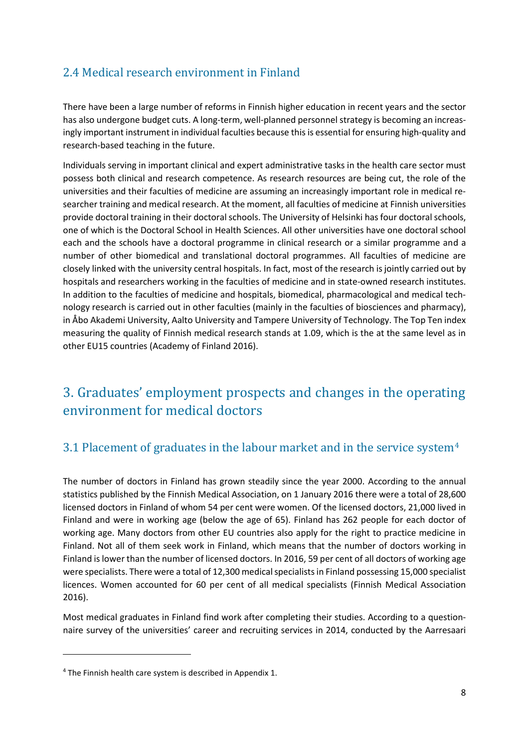## 2.4 Medical research environment in Finland

There have been a large number of reforms in Finnish higher education in recent years and the sector has also undergone budget cuts. A long-term, well-planned personnel strategy is becoming an increasingly important instrument in individual faculties because this is essential for ensuring high-quality and research-based teaching in the future.

Individuals serving in important clinical and expert administrative tasks in the health care sector must possess both clinical and research competence. As research resources are being cut, the role of the universities and their faculties of medicine are assuming an increasingly important role in medical researcher training and medical research. At the moment, all faculties of medicine at Finnish universities provide doctoral training in their doctoral schools. The University of Helsinki has four doctoral schools, one of which is the Doctoral School in Health Sciences. All other universities have one doctoral school each and the schools have a doctoral programme in clinical research or a similar programme and a number of other biomedical and translational doctoral programmes. All faculties of medicine are closely linked with the university central hospitals. In fact, most of the research is jointly carried out by hospitals and researchers working in the faculties of medicine and in state-owned research institutes. In addition to the faculties of medicine and hospitals, biomedical, pharmacological and medical technology research is carried out in other faculties (mainly in the faculties of biosciences and pharmacy), in Åbo Akademi University, Aalto University and Tampere University of Technology. The Top Ten index measuring the quality of Finnish medical research stands at 1.09, which is the at the same level as in other EU15 countries (Academy of Finland 2016).

# 3. Graduates' employment prospects and changes in the operating environment for medical doctors

## 3.1 Placement of graduates in the labour market and in the service system[4]

The number of doctors in Finland has grown steadily since the year 2000. According to the annual statistics published by the Finnish Medical Association, on 1 January 2016 there were a total of 28,600 licensed doctors in Finland of whom 54 per cent were women. Of the licensed doctors, 21,000 lived in Finland and were in working age (below the age of 65). Finland has 262 people for each doctor of working age. Many doctors from other EU countries also apply for the right to practice medicine in Finland. Not all of them seek work in Finland, which means that the number of doctors working in Finland is lower than the number of licensed doctors. In 2016, 59 per cent of all doctors of working age were specialists. There were a total of 12,300 medical specialists in Finland possessing 15,000 specialist licences. Women accounted for 60 per cent of all medical specialists (Finnish Medical Association 2016).

Most medical graduates in Finland find work after completing their studies. According to a questionnaire survey of the universities' career and recruiting services in 2014, conducted by the Aarresaari

[4] The Finnish health care system is described in Appendix 1.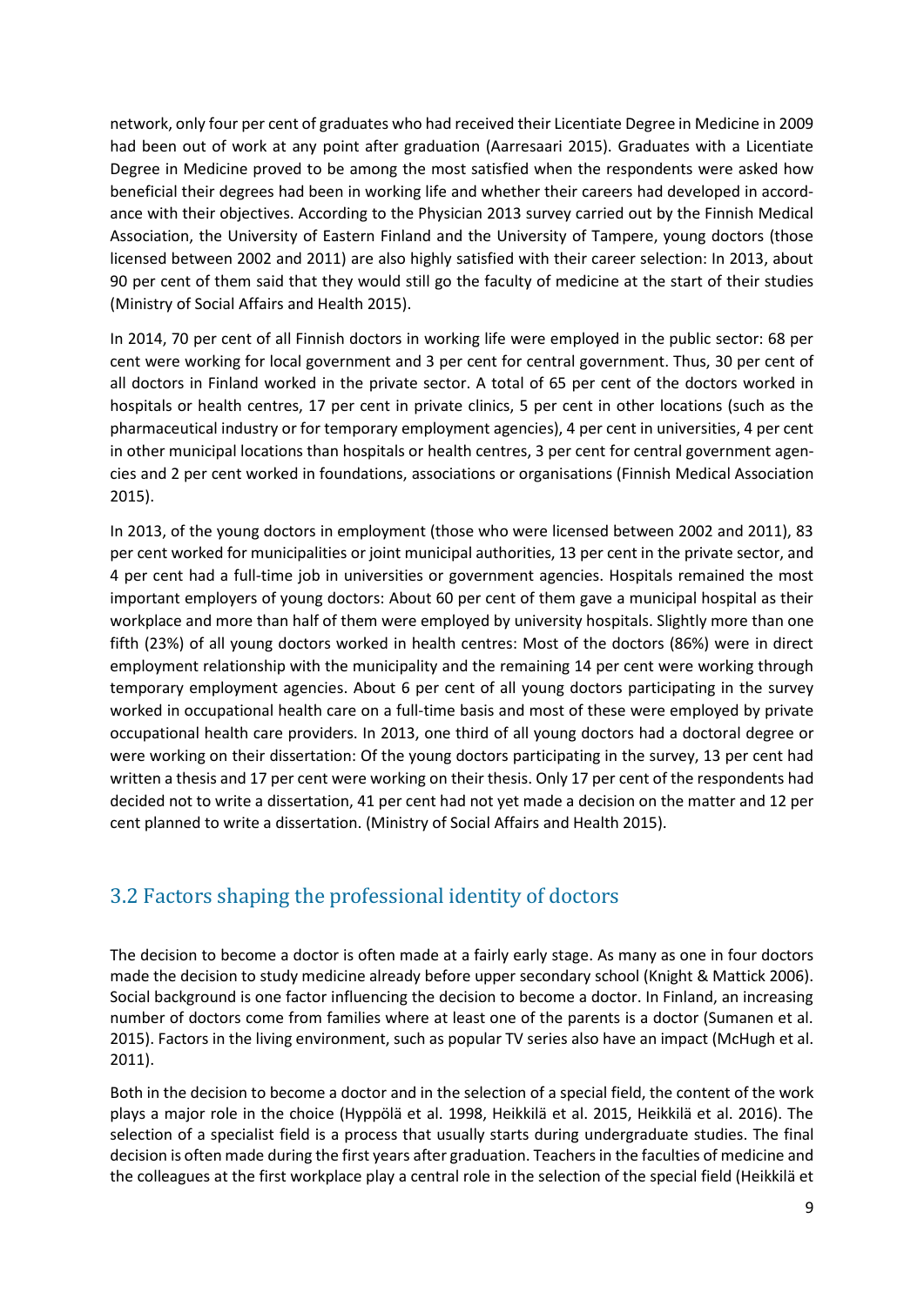network, only four per cent of graduates who had received their Licentiate Degree in Medicine in 2009 had been out of work at any point after graduation (Aarresaari 2015). Graduates with a Licentiate Degree in Medicine proved to be among the most satisfied when the respondents were asked how beneficial their degrees had been in working life and whether their careers had developed in accordance with their objectives. According to the Physician 2013 survey carried out by the Finnish Medical Association, the University of Eastern Finland and the University of Tampere, young doctors (those licensed between 2002 and 2011) are also highly satisfied with their career selection: In 2013, about 90 per cent of them said that they would still go the faculty of medicine at the start of their studies (Ministry of Social Affairs and Health 2015).

In 2014, 70 per cent of all Finnish doctors in working life were employed in the public sector: 68 per cent were working for local government and 3 per cent for central government. Thus, 30 per cent of all doctors in Finland worked in the private sector. A total of 65 per cent of the doctors worked in hospitals or health centres, 17 per cent in private clinics, 5 per cent in other locations (such as the pharmaceutical industry or for temporary employment agencies), 4 per cent in universities, 4 per cent in other municipal locations than hospitals or health centres, 3 per cent for central government agencies and 2 per cent worked in foundations, associations or organisations (Finnish Medical Association 2015).

In 2013, of the young doctors in employment (those who were licensed between 2002 and 2011), 83 per cent worked for municipalities or joint municipal authorities, 13 per cent in the private sector, and 4 per cent had a full-time job in universities or government agencies. Hospitals remained the most important employers of young doctors: About 60 per cent of them gave a municipal hospital as their workplace and more than half of them were employed by university hospitals. Slightly more than one fifth (23%) of all young doctors worked in health centres: Most of the doctors (86%) were in direct employment relationship with the municipality and the remaining 14 per cent were working through temporary employment agencies. About 6 per cent of all young doctors participating in the survey worked in occupational health care on a full-time basis and most of these were employed by private occupational health care providers. In 2013, one third of all young doctors had a doctoral degree or were working on their dissertation: Of the young doctors participating in the survey, 13 per cent had written a thesis and 17 per cent were working on their thesis. Only 17 per cent of the respondents had decided not to write a dissertation, 41 per cent had not yet made a decision on the matter and 12 per cent planned to write a dissertation. (Ministry of Social Affairs and Health 2015).

## 3.2 Factors shaping the professional identity of doctors

The decision to become a doctor is often made at a fairly early stage. As many as one in four doctors made the decision to study medicine already before upper secondary school (Knight & Mattick 2006). Social background is one factor influencing the decision to become a doctor. In Finland, an increasing number of doctors come from families where at least one of the parents is a doctor (Sumanen et al. 2015). Factors in the living environment, such as popular TV series also have an impact (McHugh et al. 2011).

Both in the decision to become a doctor and in the selection of a special field, the content of the work plays a major role in the choice (Hyppölä et al. 1998, Heikkilä et al. 2015, Heikkilä et al. 2016). The selection of a specialist field is a process that usually starts during undergraduate studies. The final decision is often made during the first years after graduation. Teachers in the faculties of medicine and the colleagues at the first workplace play a central role in the selection of the special field (Heikkilä et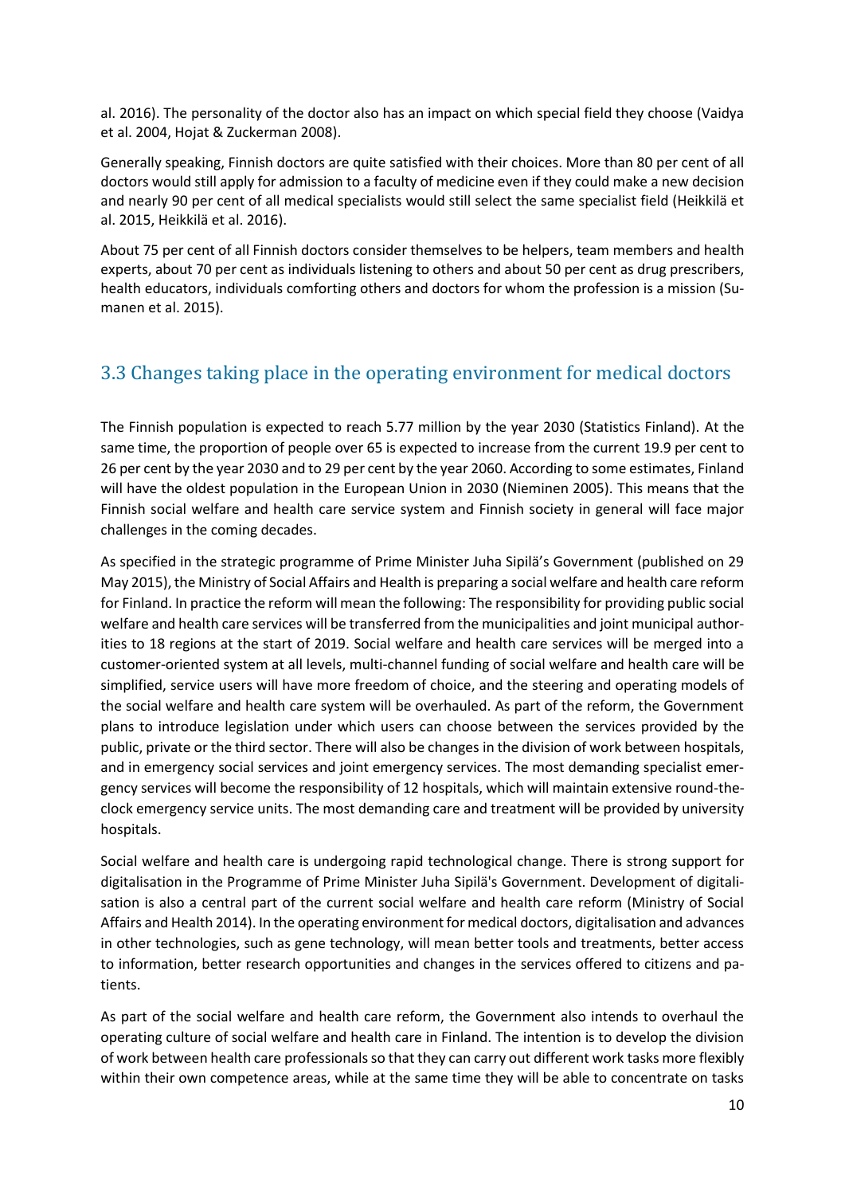al. 2016). The personality of the doctor also has an impact on which special field they choose (Vaidya et al. 2004, Hojat & Zuckerman 2008).

Generally speaking, Finnish doctors are quite satisfied with their choices. More than 80 per cent of all doctors would still apply for admission to a faculty of medicine even if they could make a new decision and nearly 90 per cent of all medical specialists would still select the same specialist field (Heikkilä et al. 2015, Heikkilä et al. 2016).

About 75 per cent of all Finnish doctors consider themselves to be helpers, team members and health experts, about 70 per cent as individuals listening to others and about 50 per cent as drug prescribers, health educators, individuals comforting others and doctors for whom the profession is a mission (Sumanen et al. 2015).

## 3.3 Changes taking place in the operating environment for medical doctors

The Finnish population is expected to reach 5.77 million by the year 2030 (Statistics Finland). At the same time, the proportion of people over 65 is expected to increase from the current 19.9 per cent to 26 per cent by the year 2030 and to 29 per cent by the year 2060. According to some estimates, Finland will have the oldest population in the European Union in 2030 (Nieminen 2005). This means that the Finnish social welfare and health care service system and Finnish society in general will face major challenges in the coming decades.

As specified in the strategic programme of Prime Minister Juha Sipilä's Government (published on 29 May 2015), the Ministry of Social Affairs and Health is preparing a social welfare and health care reform for Finland. In practice the reform will mean the following: The responsibility for providing public social welfare and health care services will be transferred from the municipalities and joint municipal authorities to 18 regions at the start of 2019. Social welfare and health care services will be merged into a customer-oriented system at all levels, multi-channel funding of social welfare and health care will be simplified, service users will have more freedom of choice, and the steering and operating models of the social welfare and health care system will be overhauled. As part of the reform, the Government plans to introduce legislation under which users can choose between the services provided by the public, private or the third sector. There will also be changes in the division of work between hospitals, and in emergency social services and joint emergency services. The most demanding specialist emergency services will become the responsibility of 12 hospitals, which will maintain extensive round-the-clock emergency service units. The most demanding care and treatment will be provided by university hospitals.

Social welfare and health care is undergoing rapid technological change. There is strong support for digitalisation in the Programme of Prime Minister Juha Sipilä's Government. Development of digitalisation is also a central part of the current social welfare and health care reform (Ministry of Social Affairs and Health 2014). In the operating environment for medical doctors, digitalisation and advances in other technologies, such as gene technology, will mean better tools and treatments, better access to information, better research opportunities and changes in the services offered to citizens and patients.

As part of the social welfare and health care reform, the Government also intends to overhaul the operating culture of social welfare and health care in Finland. The intention is to develop the division of work between health care professionals so that they can carry out different work tasks more flexibly within their own competence areas, while at the same time they will be able to concentrate on tasks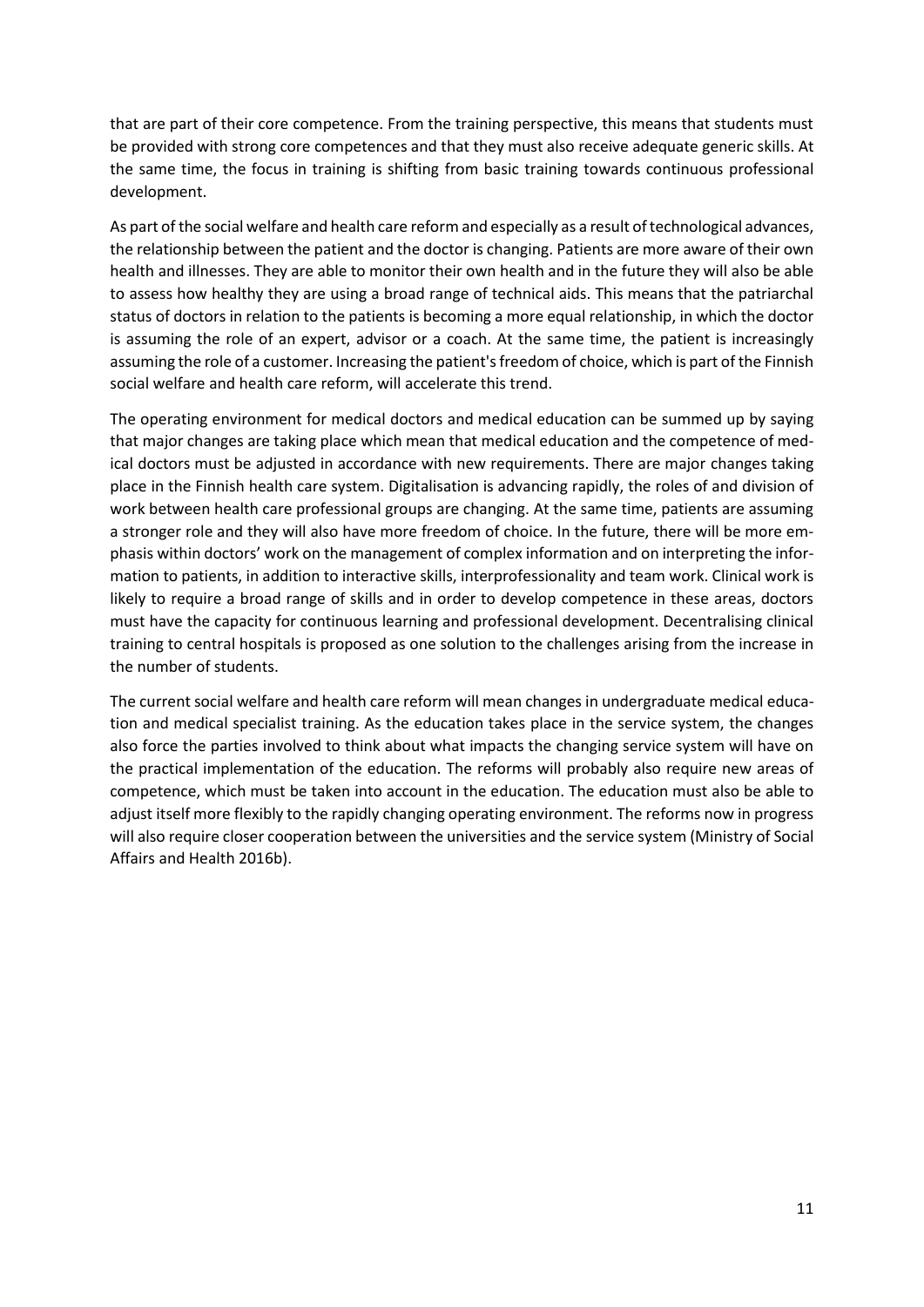that are part of their core competence. From the training perspective, this means that students must be provided with strong core competences and that they must also receive adequate generic skills. At the same time, the focus in training is shifting from basic training towards continuous professional development.

As part of the social welfare and health care reform and especially as a result of technological advances, the relationship between the patient and the doctor is changing. Patients are more aware of their own health and illnesses. They are able to monitor their own health and in the future they will also be able to assess how healthy they are using a broad range of technical aids. This means that the patriarchal status of doctors in relation to the patients is becoming a more equal relationship, in which the doctor is assuming the role of an expert, advisor or a coach. At the same time, the patient is increasingly assuming the role of a customer. Increasing the patient's freedom of choice, which is part of the Finnish social welfare and health care reform, will accelerate this trend.

The operating environment for medical doctors and medical education can be summed up by saying that major changes are taking place which mean that medical education and the competence of medical doctors must be adjusted in accordance with new requirements. There are major changes taking place in the Finnish health care system. Digitalisation is advancing rapidly, the roles of and division of work between health care professional groups are changing. At the same time, patients are assuming a stronger role and they will also have more freedom of choice. In the future, there will be more emphasis within doctors' work on the management of complex information and on interpreting the information to patients, in addition to interactive skills, interprofessionality and team work. Clinical work is likely to require a broad range of skills and in order to develop competence in these areas, doctors must have the capacity for continuous learning and professional development. Decentralising clinical training to central hospitals is proposed as one solution to the challenges arising from the increase in the number of students.

The current social welfare and health care reform will mean changes in undergraduate medical education and medical specialist training. As the education takes place in the service system, the changes also force the parties involved to think about what impacts the changing service system will have on the practical implementation of the education. The reforms will probably also require new areas of competence, which must be taken into account in the education. The education must also be able to adjust itself more flexibly to the rapidly changing operating environment. The reforms now in progress will also require closer cooperation between the universities and the service system (Ministry of Social Affairs and Health 2016b).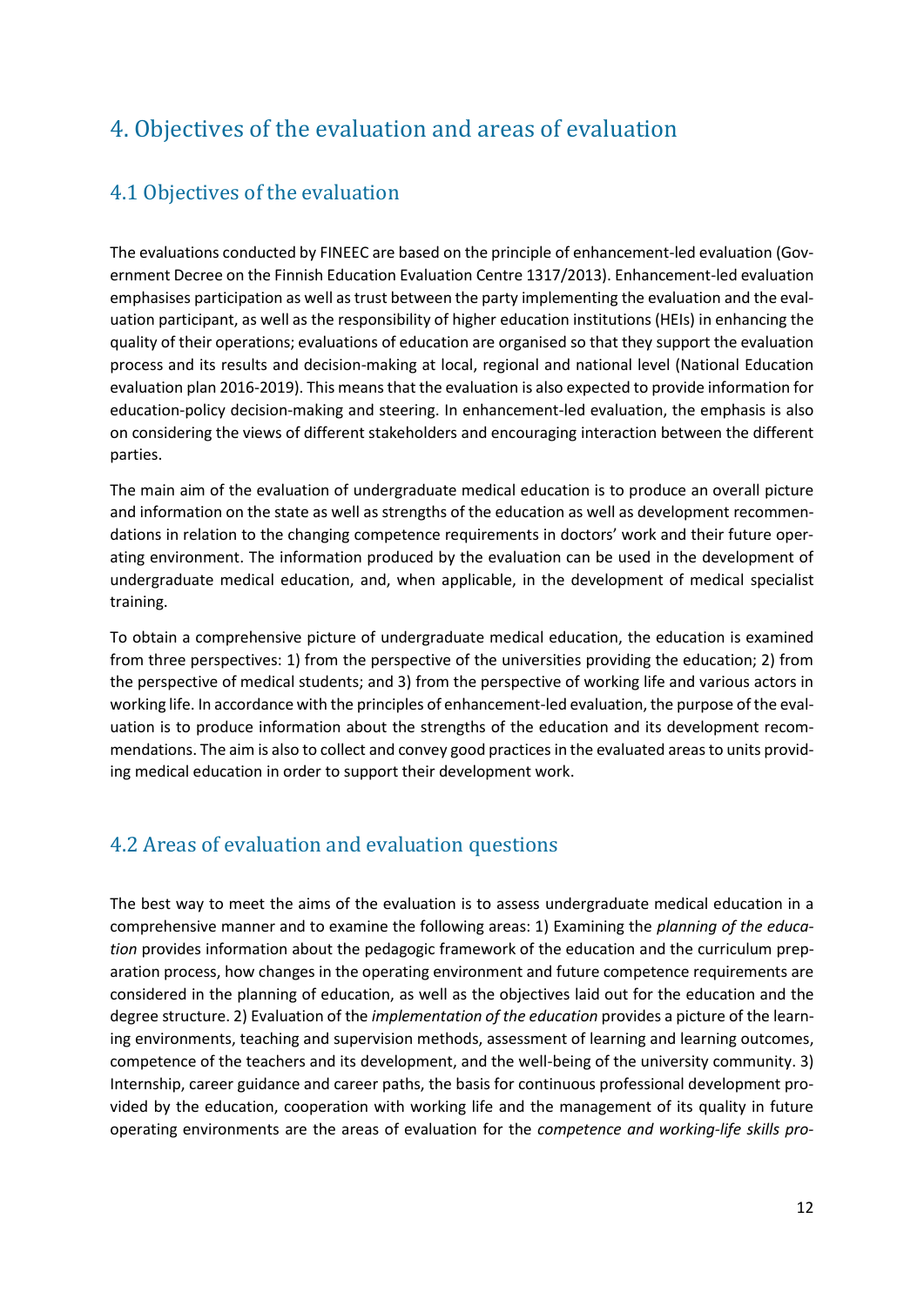# 4. Objectives of the evaluation and areas of evaluation

## 4.1 Objectives of the evaluation

The evaluations conducted by FINEEC are based on the principle of enhancement-led evaluation (Government Decree on the Finnish Education Evaluation Centre 1317/2013). Enhancement-led evaluation emphasises participation as well as trust between the party implementing the evaluation and the evaluation participant, as well as the responsibility of higher education institutions (HEIs) in enhancing the quality of their operations; evaluations of education are organised so that they support the evaluation process and its results and decision-making at local, regional and national level (National Education evaluation plan 2016-2019). This means that the evaluation is also expected to provide information for education-policy decision-making and steering. In enhancement-led evaluation, the emphasis is also on considering the views of different stakeholders and encouraging interaction between the different parties.

The main aim of the evaluation of undergraduate medical education is to produce an overall picture and information on the state as well as strengths of the education as well as development recommendations in relation to the changing competence requirements in doctors' work and their future operating environment. The information produced by the evaluation can be used in the development of undergraduate medical education, and, when applicable, in the development of medical specialist training.

To obtain a comprehensive picture of undergraduate medical education, the education is examined from three perspectives: 1) from the perspective of the universities providing the education; 2) from the perspective of medical students; and 3) from the perspective of working life and various actors in working life. In accordance with the principles of enhancement-led evaluation, the purpose of the evaluation is to produce information about the strengths of the education and its development recommendations. The aim is also to collect and convey good practices in the evaluated areas to units providing medical education in order to support their development work.

## 4.2 Areas of evaluation and evaluation questions

The best way to meet the aims of the evaluation is to assess undergraduate medical education in a comprehensive manner and to examine the following areas: 1) Examining the *planning of the education* provides information about the pedagogic framework of the education and the curriculum preparation process, how changes in the operating environment and future competence requirements are considered in the planning of education, as well as the objectives laid out for the education and the degree structure. 2) Evaluation of the *implementation of the education* provides a picture of the learning environments, teaching and supervision methods, assessment of learning and learning outcomes, competence of the teachers and its development, and the well-being of the university community. 3) Internship, career guidance and career paths, the basis for continuous professional development provided by the education, cooperation with working life and the management of its quality in future operating environments are the areas of evaluation for the *competence and working-life skills pro-*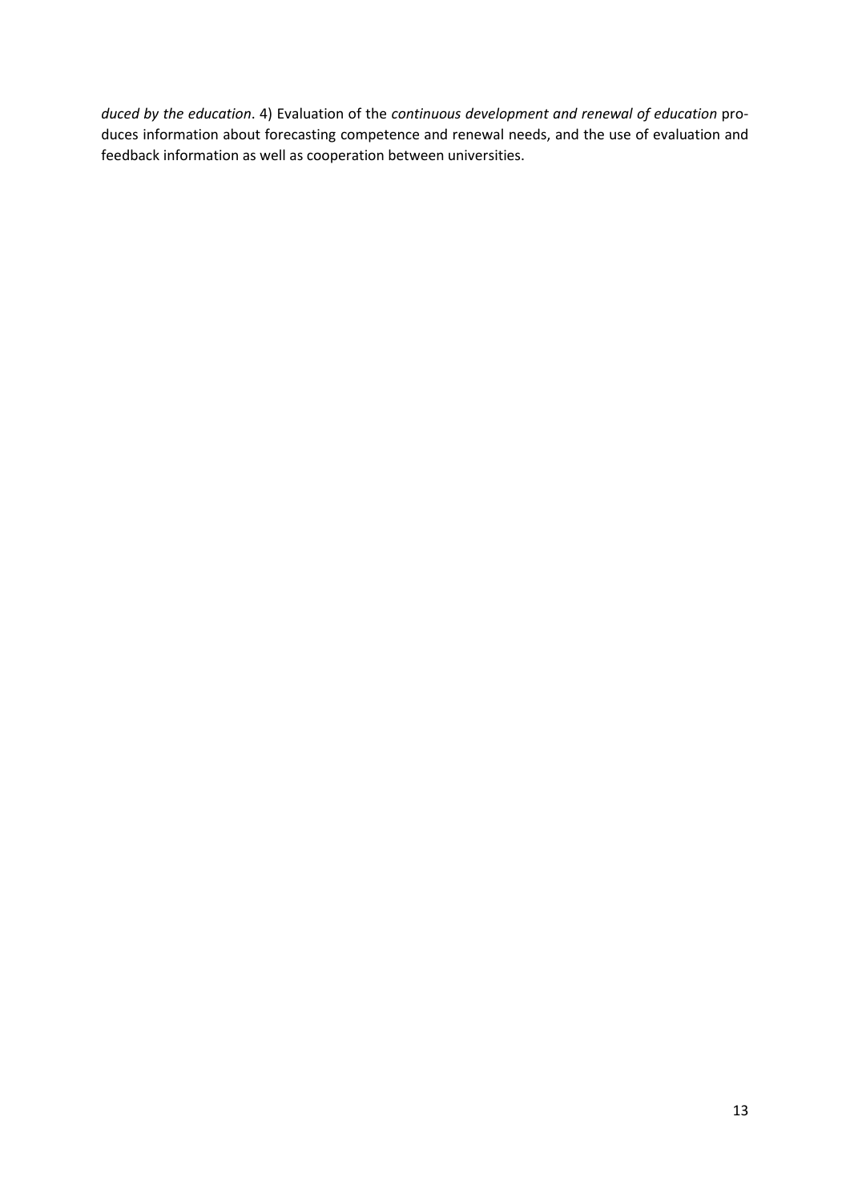*duced by the education*. 4) Evaluation of the *continuous development and renewal of education* produces information about forecasting competence and renewal needs, and the use of evaluation and feedback information as well as cooperation between universities.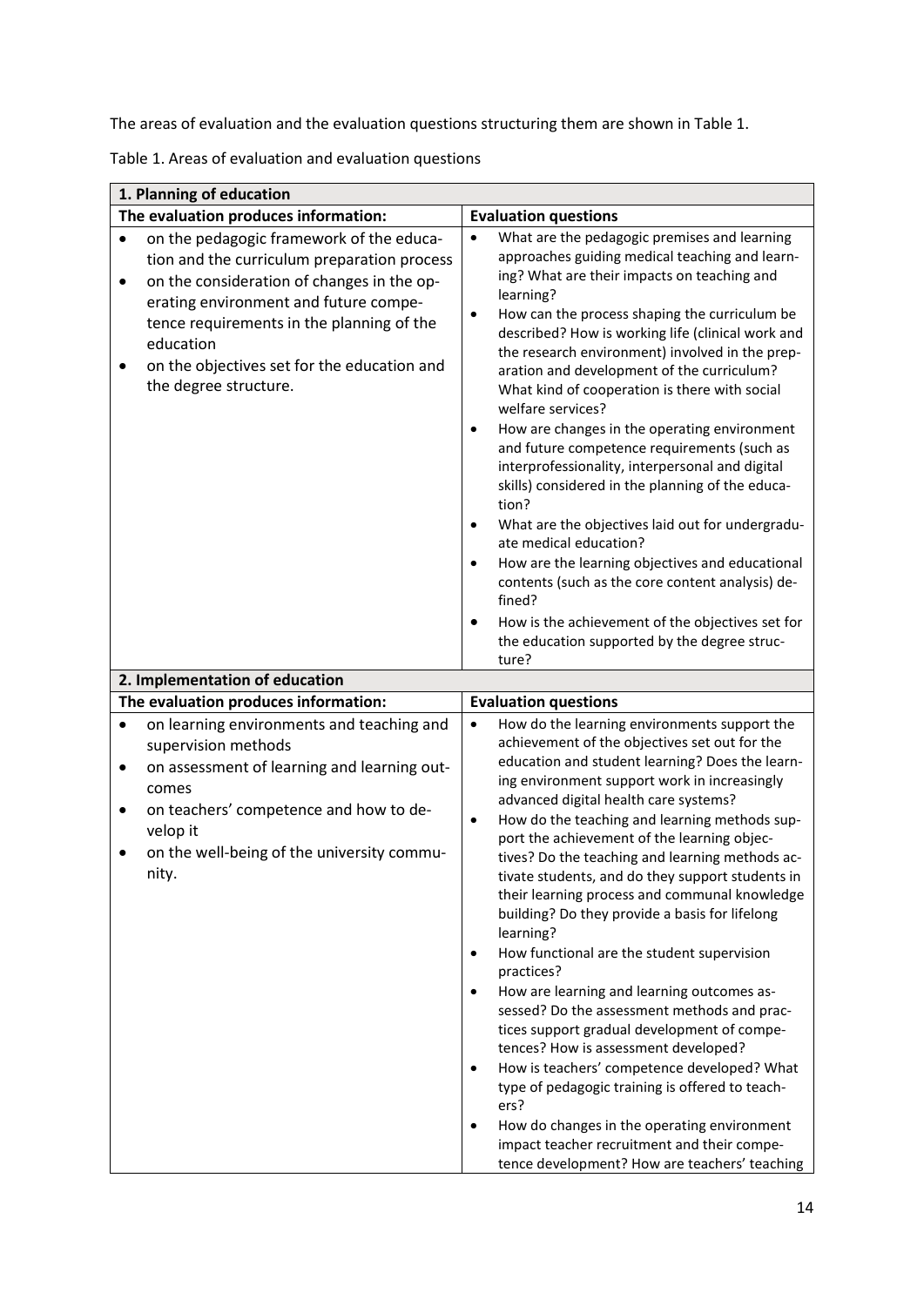The areas of evaluation and the evaluation questions structuring them are shown in Table 1.

Table 1. Areas of evaluation and evaluation questions

| **1. Planning of education** | |
|---|---|
| **The evaluation produces information:** | **Evaluation questions** |
| • on the pedagogic framework of the education and the curriculum preparation process<br>• on the consideration of changes in the operating environment and future competence requirements in the planning of the education<br>• on the objectives set for the education and the degree structure. | • What are the pedagogic premises and learning approaches guiding medical teaching and learning? What are their impacts on teaching and learning?<br>• How can the process shaping the curriculum be described? How is working life (clinical work and the research environment) involved in the preparation and development of the curriculum? What kind of cooperation is there with social welfare services?<br>• How are changes in the operating environment and future competence requirements (such as interprofessionality, interpersonal and digital skills) considered in the planning of the education?<br>• What are the objectives laid out for undergraduate medical education?<br>• How are the learning objectives and educational contents (such as the core content analysis) defined?<br>• How is the achievement of the objectives set for the education supported by the degree structure? |
| **2. Implementation of education** | |
| **The evaluation produces information:** | **Evaluation questions** |
| • on learning environments and teaching and supervision methods<br>• on assessment of learning and learning outcomes<br>• on teachers' competence and how to develop it<br>• on the well-being of the university community. | • How do the learning environments support the achievement of the objectives set out for the education and student learning? Does the learning environment support work in increasingly advanced digital health care systems?<br>• How do the teaching and learning methods support the achievement of the learning objectives? Do the teaching and learning methods activate students, and do they support students in their learning process and communal knowledge building? Do they provide a basis for lifelong learning?<br>• How functional are the student supervision practices?<br>• How are learning and learning outcomes assessed? Do the assessment methods and practices support gradual development of competences? How is assessment developed?<br>• How is teachers' competence developed? What type of pedagogic training is offered to teachers?<br>• How do changes in the operating environment impact teacher recruitment and their competence development? How are teachers' teaching |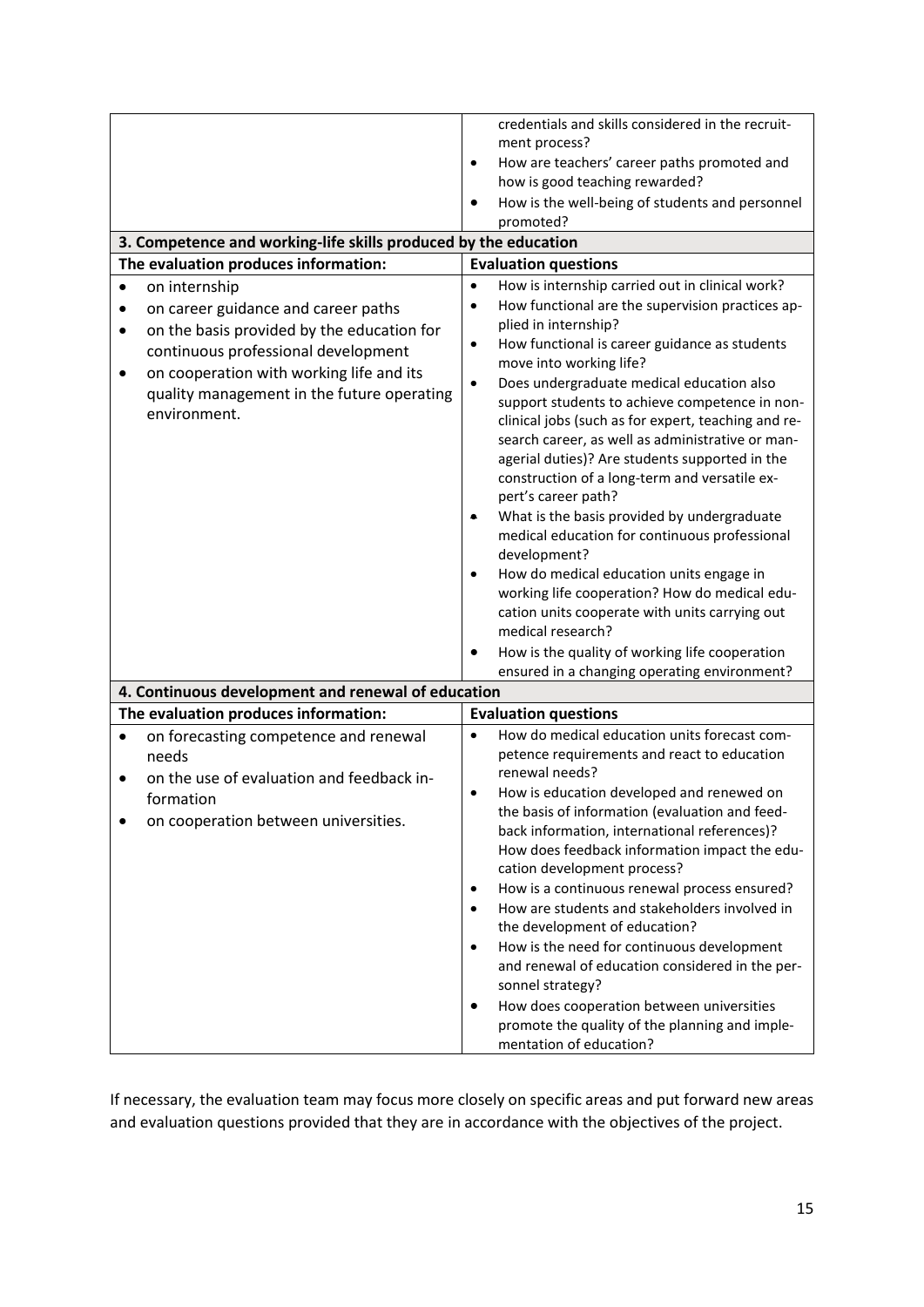| | |
|---|---|
| | credentials and skills considered in the recruitment process?<br>• How are teachers' career paths promoted and how is good teaching rewarded?<br>• How is the well-being of students and personnel promoted? |
| **3. Competence and working-life skills produced by the education** | |
| **The evaluation produces information:** | **Evaluation questions** |
| • on internship<br>• on career guidance and career paths<br>• on the basis provided by the education for continuous professional development<br>• on cooperation with working life and its quality management in the future operating environment. | • How is internship carried out in clinical work?<br>• How functional are the supervision practices applied in internship?<br>• How functional is career guidance as students move into working life?<br>• Does undergraduate medical education also support students to achieve competence in non-clinical jobs (such as for expert, teaching and research career, as well as administrative or managerial duties)? Are students supported in the construction of a long-term and versatile expert's career path?<br>• What is the basis provided by undergraduate medical education for continuous professional development?<br>• How do medical education units engage in working life cooperation? How do medical education units cooperate with units carrying out medical research?<br>• How is the quality of working life cooperation ensured in a changing operating environment? |
| **4. Continuous development and renewal of education** | |
| **The evaluation produces information:** | **Evaluation questions** |
| • on forecasting competence and renewal needs<br>• on the use of evaluation and feedback information<br>• on cooperation between universities. | • How do medical education units forecast competence requirements and react to education renewal needs?<br>• How is education developed and renewed on the basis of information (evaluation and feedback information, international references)? How does feedback information impact the education development process?<br>• How is a continuous renewal process ensured?<br>• How are students and stakeholders involved in the development of education?<br>• How is the need for continuous development and renewal of education considered in the personnel strategy?<br>• How does cooperation between universities promote the quality of the planning and implementation of education? |

If necessary, the evaluation team may focus more closely on specific areas and put forward new areas and evaluation questions provided that they are in accordance with the objectives of the project.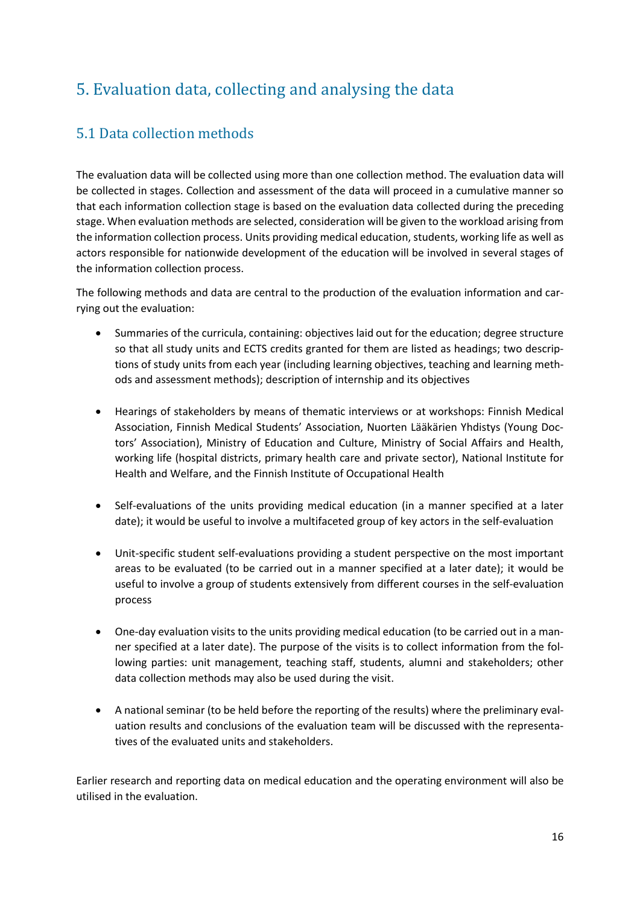# 5. Evaluation data, collecting and analysing the data

## 5.1 Data collection methods

The evaluation data will be collected using more than one collection method. The evaluation data will be collected in stages. Collection and assessment of the data will proceed in a cumulative manner so that each information collection stage is based on the evaluation data collected during the preceding stage. When evaluation methods are selected, consideration will be given to the workload arising from the information collection process. Units providing medical education, students, working life as well as actors responsible for nationwide development of the education will be involved in several stages of the information collection process.

The following methods and data are central to the production of the evaluation information and carrying out the evaluation:

- Summaries of the curricula, containing: objectives laid out for the education; degree structure so that all study units and ECTS credits granted for them are listed as headings; two descriptions of study units from each year (including learning objectives, teaching and learning methods and assessment methods); description of internship and its objectives

- Hearings of stakeholders by means of thematic interviews or at workshops: Finnish Medical Association, Finnish Medical Students' Association, Nuorten Lääkärien Yhdistys (Young Doctors' Association), Ministry of Education and Culture, Ministry of Social Affairs and Health, working life (hospital districts, primary health care and private sector), National Institute for Health and Welfare, and the Finnish Institute of Occupational Health

- Self-evaluations of the units providing medical education (in a manner specified at a later date); it would be useful to involve a multifaceted group of key actors in the self-evaluation

- Unit-specific student self-evaluations providing a student perspective on the most important areas to be evaluated (to be carried out in a manner specified at a later date); it would be useful to involve a group of students extensively from different courses in the self-evaluation process

- One-day evaluation visits to the units providing medical education (to be carried out in a manner specified at a later date). The purpose of the visits is to collect information from the following parties: unit management, teaching staff, students, alumni and stakeholders; other data collection methods may also be used during the visit.

- A national seminar (to be held before the reporting of the results) where the preliminary evaluation results and conclusions of the evaluation team will be discussed with the representatives of the evaluated units and stakeholders.

Earlier research and reporting data on medical education and the operating environment will also be utilised in the evaluation.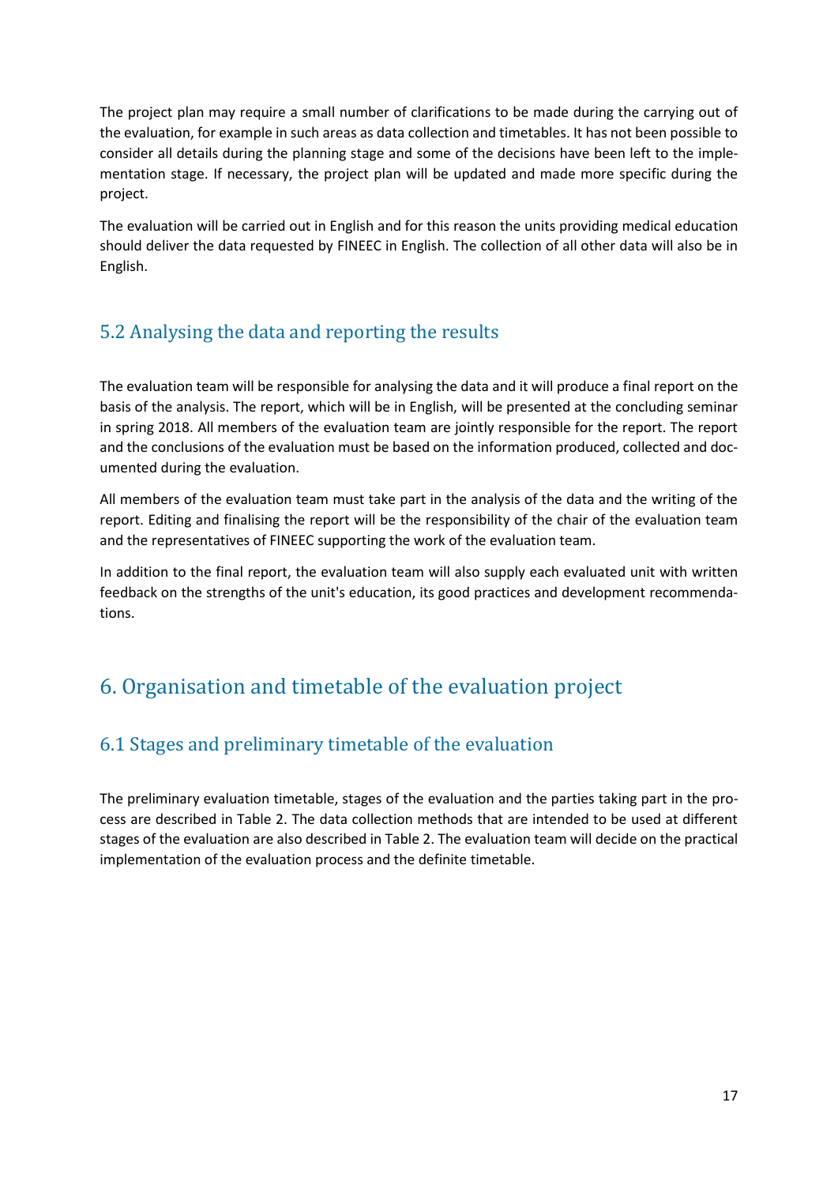The project plan may require a small number of clarifications to be made during the carrying out of the evaluation, for example in such areas as data collection and timetables. It has not been possible to consider all details during the planning stage and some of the decisions have been left to the implementation stage. If necessary, the project plan will be updated and made more specific during the project.

The evaluation will be carried out in English and for this reason the units providing medical education should deliver the data requested by FINEEC in English. The collection of all other data will also be in English.

## 5.2 Analysing the data and reporting the results

The evaluation team will be responsible for analysing the data and it will produce a final report on the basis of the analysis. The report, which will be in English, will be presented at the concluding seminar in spring 2018. All members of the evaluation team are jointly responsible for the report. The report and the conclusions of the evaluation must be based on the information produced, collected and documented during the evaluation.

All members of the evaluation team must take part in the analysis of the data and the writing of the report. Editing and finalising the report will be the responsibility of the chair of the evaluation team and the representatives of FINEEC supporting the work of the evaluation team.

In addition to the final report, the evaluation team will also supply each evaluated unit with written feedback on the strengths of the unit's education, its good practices and development recommendations.

# 6. Organisation and timetable of the evaluation project

## 6.1 Stages and preliminary timetable of the evaluation

The preliminary evaluation timetable, stages of the evaluation and the parties taking part in the process are described in Table 2. The data collection methods that are intended to be used at different stages of the evaluation are also described in Table 2. The evaluation team will decide on the practical implementation of the evaluation process and the definite timetable.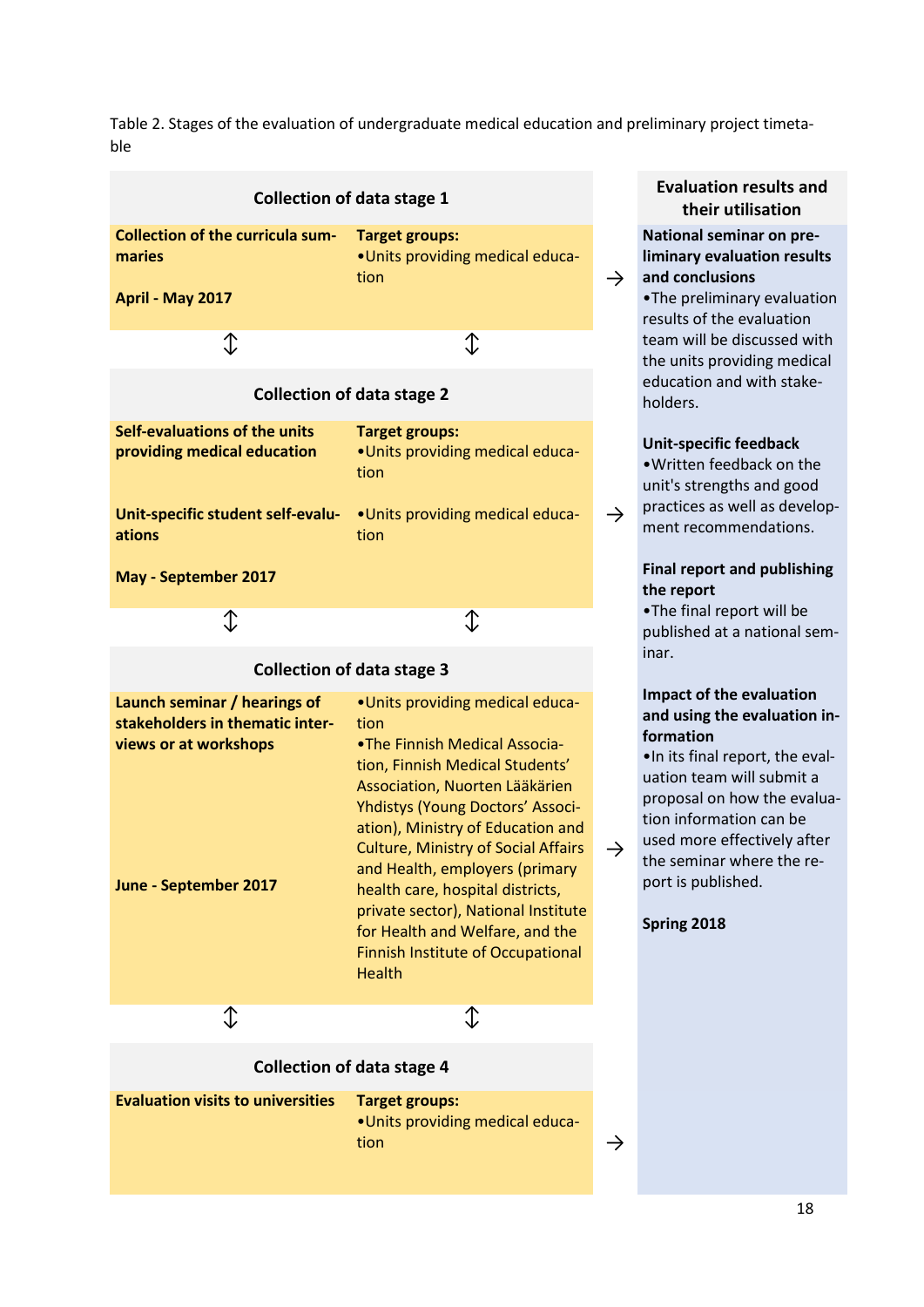Table 2. Stages of the evaluation of undergraduate medical education and preliminary project timetable

| Collection of data stage | | Target groups | Evaluation results and their utilisation |
|---|---|---|---|
| **Collection of data stage 1** | **Collection of the curricula summaries**<br><br>**April - May 2017** | **Target groups:**<br>•Units providing medical education | **National seminar on preliminary evaluation results and conclusions**<br>•The preliminary evaluation results of the evaluation team will be discussed with the units providing medical education and with stakeholders.<br><br>**Unit-specific feedback**<br>•Written feedback on the unit's strengths and good practices as well as development recommendations.<br><br>**Final report and publishing the report**<br>•The final report will be published at a national seminar.<br><br>**Impact of the evaluation and using the evaluation information**<br>•In its final report, the evaluation team will submit a proposal on how the evaluation information can be used more effectively after the seminar where the report is published.<br><br>**Spring 2018** |
| **Collection of data stage 2** | **Self-evaluations of the units providing medical education**<br><br>**Unit-specific student self-evaluations**<br><br>**May - September 2017** | **Target groups:**<br>•Units providing medical education<br><br>•Units providing medical education | |
| **Collection of data stage 3** | **Launch seminar / hearings of stakeholders in thematic interviews or at workshops**<br><br>**June - September 2017** | •Units providing medical education<br>•The Finnish Medical Association, Finnish Medical Students' Association, Nuorten Lääkärien Yhdistys (Young Doctors' Association), Ministry of Education and Culture, Ministry of Social Affairs and Health, employers (primary health care, hospital districts, private sector), National Institute for Health and Welfare, and the Finnish Institute of Occupational Health | |
| **Collection of data stage 4** | **Evaluation visits to universities** | **Target groups:**<br>•Units providing medical education | |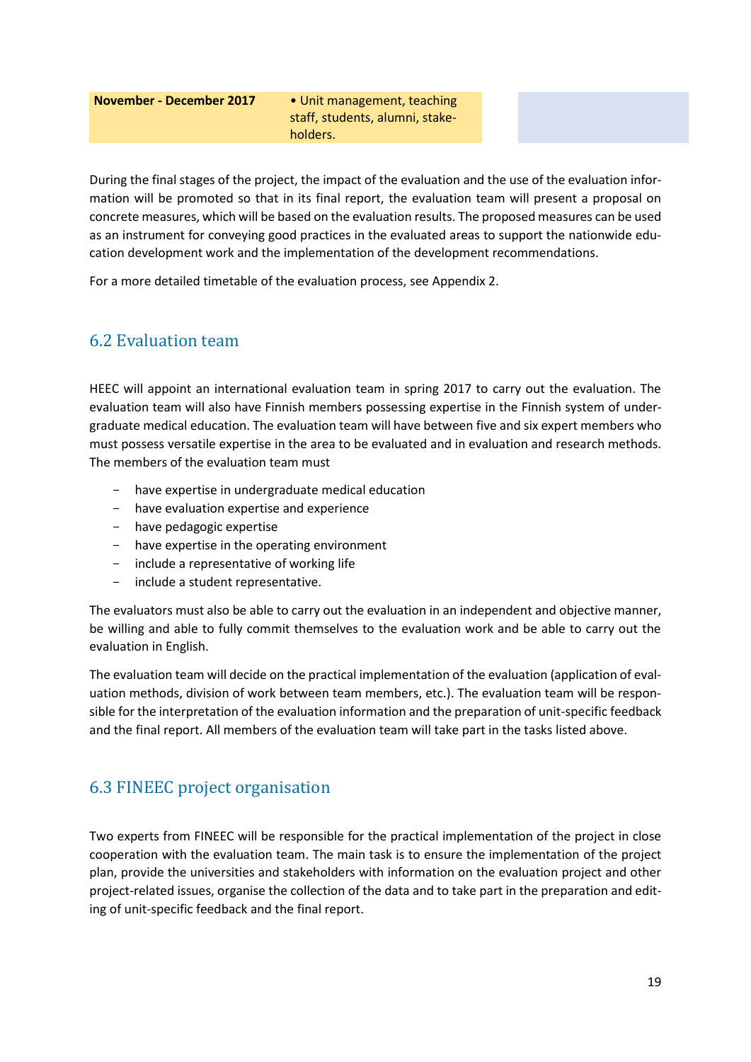| November - December 2017 | • Unit management, teaching staff, students, alumni, stakeholders. | |
|---|---|---|

During the final stages of the project, the impact of the evaluation and the use of the evaluation information will be promoted so that in its final report, the evaluation team will present a proposal on concrete measures, which will be based on the evaluation results. The proposed measures can be used as an instrument for conveying good practices in the evaluated areas to support the nationwide education development work and the implementation of the development recommendations.

For a more detailed timetable of the evaluation process, see Appendix 2.

## 6.2 Evaluation team

HEEC will appoint an international evaluation team in spring 2017 to carry out the evaluation. The evaluation team will also have Finnish members possessing expertise in the Finnish system of undergraduate medical education. The evaluation team will have between five and six expert members who must possess versatile expertise in the area to be evaluated and in evaluation and research methods. The members of the evaluation team must

- have expertise in undergraduate medical education
- have evaluation expertise and experience
- have pedagogic expertise
- have expertise in the operating environment
- include a representative of working life
- include a student representative.

The evaluators must also be able to carry out the evaluation in an independent and objective manner, be willing and able to fully commit themselves to the evaluation work and be able to carry out the evaluation in English.

The evaluation team will decide on the practical implementation of the evaluation (application of evaluation methods, division of work between team members, etc.). The evaluation team will be responsible for the interpretation of the evaluation information and the preparation of unit-specific feedback and the final report. All members of the evaluation team will take part in the tasks listed above.

## 6.3 FINEEC project organisation

Two experts from FINEEC will be responsible for the practical implementation of the project in close cooperation with the evaluation team. The main task is to ensure the implementation of the project plan, provide the universities and stakeholders with information on the evaluation project and other project-related issues, organise the collection of the data and to take part in the preparation and editing of unit-specific feedback and the final report.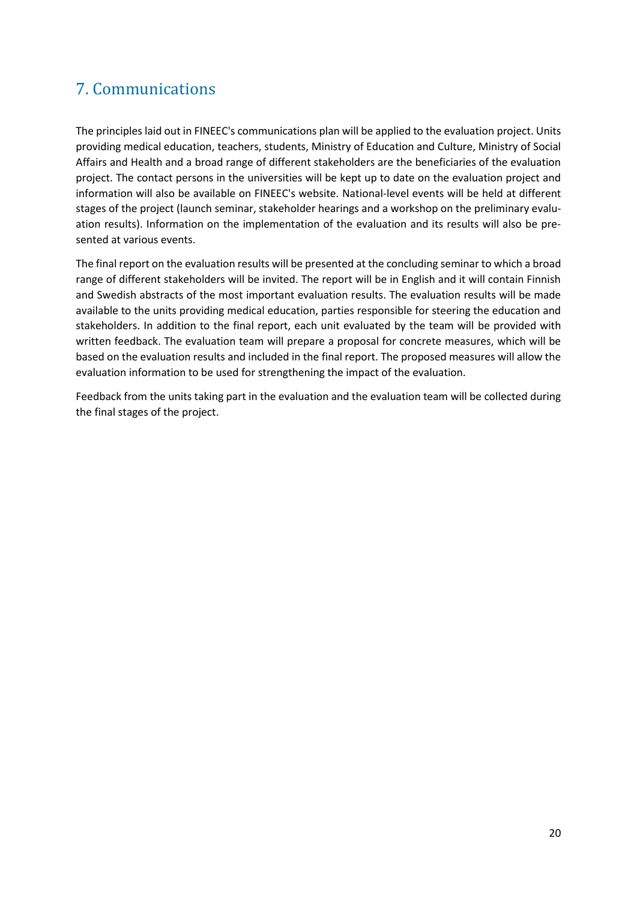## 7. Communications

The principles laid out in FINEEC's communications plan will be applied to the evaluation project. Units providing medical education, teachers, students, Ministry of Education and Culture, Ministry of Social Affairs and Health and a broad range of different stakeholders are the beneficiaries of the evaluation project. The contact persons in the universities will be kept up to date on the evaluation project and information will also be available on FINEEC's website. National-level events will be held at different stages of the project (launch seminar, stakeholder hearings and a workshop on the preliminary evaluation results). Information on the implementation of the evaluation and its results will also be presented at various events.

The final report on the evaluation results will be presented at the concluding seminar to which a broad range of different stakeholders will be invited. The report will be in English and it will contain Finnish and Swedish abstracts of the most important evaluation results. The evaluation results will be made available to the units providing medical education, parties responsible for steering the education and stakeholders. In addition to the final report, each unit evaluated by the team will be provided with written feedback. The evaluation team will prepare a proposal for concrete measures, which will be based on the evaluation results and included in the final report. The proposed measures will allow the evaluation information to be used for strengthening the impact of the evaluation.

Feedback from the units taking part in the evaluation and the evaluation team will be collected during the final stages of the project.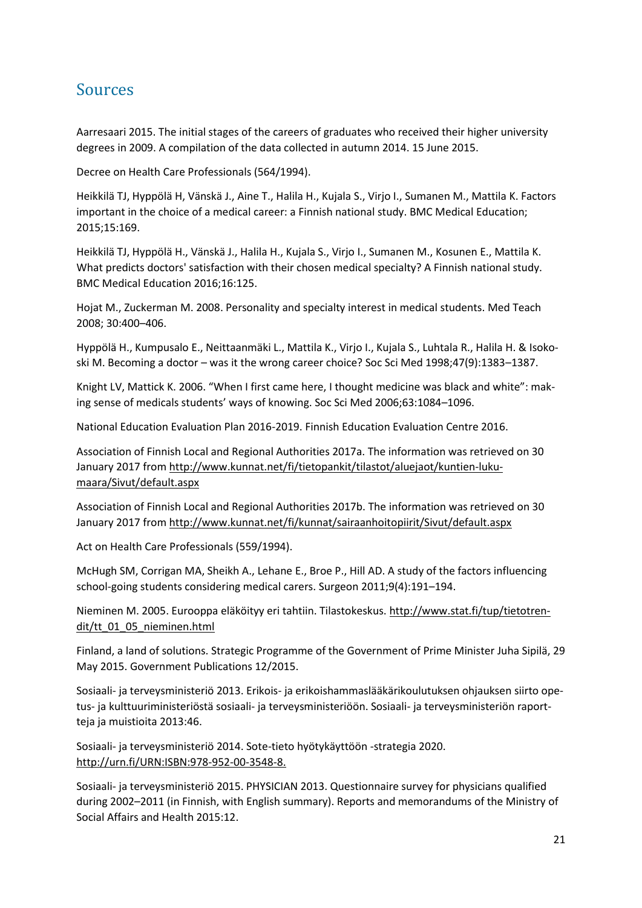## Sources

Aarresaari 2015. The initial stages of the careers of graduates who received their higher university degrees in 2009. A compilation of the data collected in autumn 2014. 15 June 2015.

Decree on Health Care Professionals (564/1994).

Heikkilä TJ, Hyppölä H, Vänskä J., Aine T., Halila H., Kujala S., Virjo I., Sumanen M., Mattila K. Factors important in the choice of a medical career: a Finnish national study. BMC Medical Education; 2015;15:169.

Heikkilä TJ, Hyppölä H., Vänskä J., Halila H., Kujala S., Virjo I., Sumanen M., Kosunen E., Mattila K. What predicts doctors' satisfaction with their chosen medical specialty? A Finnish national study. BMC Medical Education 2016;16:125.

Hojat M., Zuckerman M. 2008. Personality and specialty interest in medical students. Med Teach 2008; 30:400–406.

Hyppölä H., Kumpusalo E., Neittaanmäki L., Mattila K., Virjo I., Kujala S., Luhtala R., Halila H. & Isokoski M. Becoming a doctor – was it the wrong career choice? Soc Sci Med 1998;47(9):1383–1387.

Knight LV, Mattick K. 2006. “When I first came here, I thought medicine was black and white”: making sense of medicals students’ ways of knowing. Soc Sci Med 2006;63:1084–1096.

National Education Evaluation Plan 2016-2019. Finnish Education Evaluation Centre 2016.

Association of Finnish Local and Regional Authorities 2017a. The information was retrieved on 30 January 2017 from http://www.kunnat.net/fi/tietopankit/tilastot/aluejaot/kuntien-lukumaara/Sivut/default.aspx

Association of Finnish Local and Regional Authorities 2017b. The information was retrieved on 30 January 2017 from http://www.kunnat.net/fi/kunnat/sairaanhoitopiirit/Sivut/default.aspx

Act on Health Care Professionals (559/1994).

McHugh SM, Corrigan MA, Sheikh A., Lehane E., Broe P., Hill AD. A study of the factors influencing school-going students considering medical carers. Surgeon 2011;9(4):191–194.

Nieminen M. 2005. Eurooppa eläköityy eri tahtiin. Tilastokeskus. http://www.stat.fi/tup/tietotrendit/tt_01_05_nieminen.html

Finland, a land of solutions. Strategic Programme of the Government of Prime Minister Juha Sipilä, 29 May 2015. Government Publications 12/2015.

Sosiaali- ja terveysministeriö 2013. Erikois- ja erikoishammaslääkärikoulutuksen ohjauksen siirto opetus- ja kulttuuriministeriöstä sosiaali- ja terveysministeriöön. Sosiaali- ja terveysministeriön raportteja ja muistioita 2013:46.

Sosiaali- ja terveysministeriö 2014. Sote-tieto hyötykäyttöön -strategia 2020. http://urn.fi/URN:ISBN:978-952-00-3548-8.

Sosiaali- ja terveysministeriö 2015. PHYSICIAN 2013. Questionnaire survey for physicians qualified during 2002–2011 (in Finnish, with English summary). Reports and memorandums of the Ministry of Social Affairs and Health 2015:12.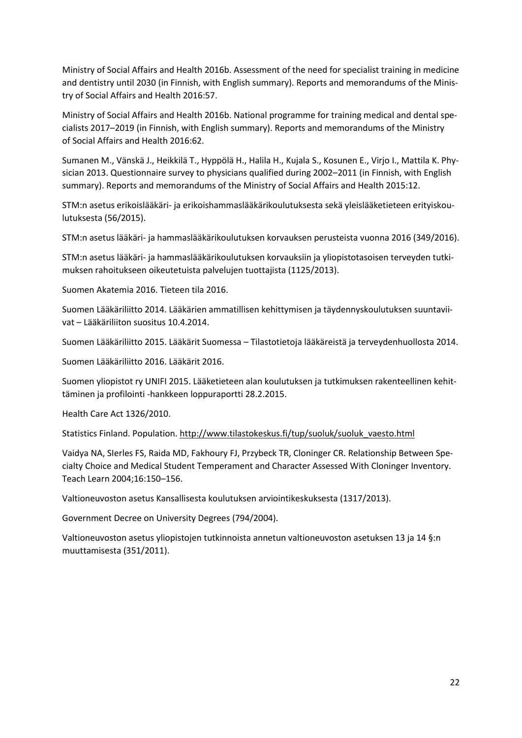Ministry of Social Affairs and Health 2016b. Assessment of the need for specialist training in medicine and dentistry until 2030 (in Finnish, with English summary). Reports and memorandums of the Ministry of Social Affairs and Health 2016:57.

Ministry of Social Affairs and Health 2016b. National programme for training medical and dental specialists 2017–2019 (in Finnish, with English summary). Reports and memorandums of the Ministry of Social Affairs and Health 2016:62.

Sumanen M., Vänskä J., Heikkilä T., Hyppölä H., Halila H., Kujala S., Kosunen E., Virjo I., Mattila K. Physician 2013. Questionnaire survey to physicians qualified during 2002–2011 (in Finnish, with English summary). Reports and memorandums of the Ministry of Social Affairs and Health 2015:12.

STM:n asetus erikoislääkäri- ja erikoishammaslääkärikoulutuksesta sekä yleislääketieteen erityiskoulutuksesta (56/2015).

STM:n asetus lääkäri- ja hammaslääkärikoulutuksen korvauksen perusteista vuonna 2016 (349/2016).

STM:n asetus lääkäri- ja hammaslääkärikoulutuksen korvauksiin ja yliopistotasoisen terveyden tutkimuksen rahoitukseen oikeutetuista palvelujen tuottajista (1125/2013).

Suomen Akatemia 2016. Tieteen tila 2016.

Suomen Lääkäriliitto 2014. Lääkärien ammatillisen kehittymisen ja täydennyskoulutuksen suuntaviivat – Lääkäriliiton suositus 10.4.2014.

Suomen Lääkäriliitto 2015. Lääkärit Suomessa – Tilastotietoja lääkäreistä ja terveydenhuollosta 2014.

Suomen Lääkäriliitto 2016. Lääkärit 2016.

Suomen yliopistot ry UNIFI 2015. Lääketieteen alan koulutuksen ja tutkimuksen rakenteellinen kehittäminen ja profilointi -hankkeen loppuraportti 28.2.2015.

Health Care Act 1326/2010.

Statistics Finland. Population. http://www.tilastokeskus.fi/tup/suoluk/suoluk_vaesto.html

Vaidya NA, SIerles FS, Raida MD, Fakhoury FJ, Przybeck TR, Cloninger CR. Relationship Between Specialty Choice and Medical Student Temperament and Character Assessed With Cloninger Inventory. Teach Learn 2004;16:150–156.

Valtioneuvoston asetus Kansallisesta koulutuksen arviointikeskuksesta (1317/2013).

Government Decree on University Degrees (794/2004).

Valtioneuvoston asetus yliopistojen tutkinnoista annetun valtioneuvoston asetuksen 13 ja 14 §:n muuttamisesta (351/2011).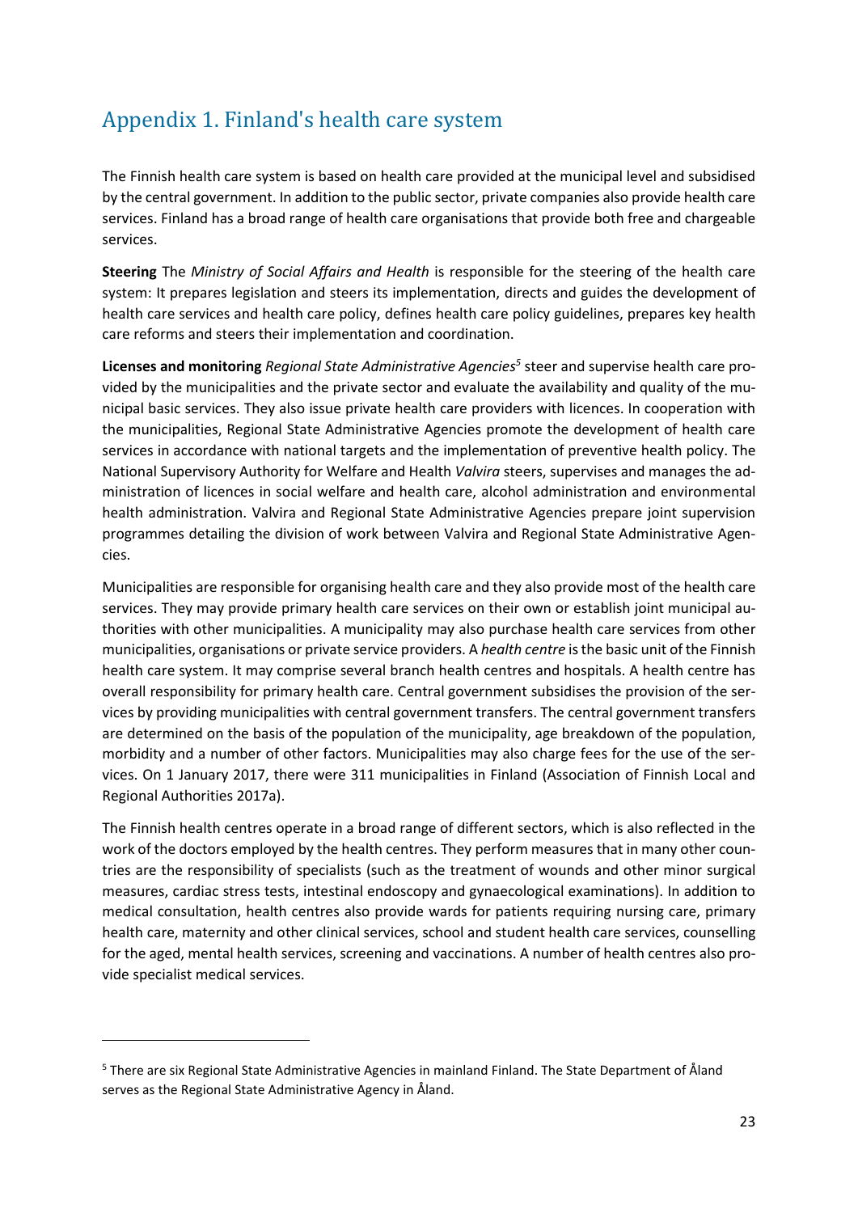# Appendix 1. Finland's health care system

The Finnish health care system is based on health care provided at the municipal level and subsidised by the central government. In addition to the public sector, private companies also provide health care services. Finland has a broad range of health care organisations that provide both free and chargeable services.

**Steering** The *Ministry of Social Affairs and Health* is responsible for the steering of the health care system: It prepares legislation and steers its implementation, directs and guides the development of health care services and health care policy, defines health care policy guidelines, prepares key health care reforms and steers their implementation and coordination.

**Licenses and monitoring** *Regional State Administrative Agencies*[5] steer and supervise health care provided by the municipalities and the private sector and evaluate the availability and quality of the municipal basic services. They also issue private health care providers with licences. In cooperation with the municipalities, Regional State Administrative Agencies promote the development of health care services in accordance with national targets and the implementation of preventive health policy. The National Supervisory Authority for Welfare and Health *Valvira* steers, supervises and manages the administration of licences in social welfare and health care, alcohol administration and environmental health administration. Valvira and Regional State Administrative Agencies prepare joint supervision programmes detailing the division of work between Valvira and Regional State Administrative Agencies.

Municipalities are responsible for organising health care and they also provide most of the health care services. They may provide primary health care services on their own or establish joint municipal authorities with other municipalities. A municipality may also purchase health care services from other municipalities, organisations or private service providers. A *health centre* is the basic unit of the Finnish health care system. It may comprise several branch health centres and hospitals. A health centre has overall responsibility for primary health care. Central government subsidises the provision of the services by providing municipalities with central government transfers. The central government transfers are determined on the basis of the population of the municipality, age breakdown of the population, morbidity and a number of other factors. Municipalities may also charge fees for the use of the services. On 1 January 2017, there were 311 municipalities in Finland (Association of Finnish Local and Regional Authorities 2017a).

The Finnish health centres operate in a broad range of different sectors, which is also reflected in the work of the doctors employed by the health centres. They perform measures that in many other countries are the responsibility of specialists (such as the treatment of wounds and other minor surgical measures, cardiac stress tests, intestinal endoscopy and gynaecological examinations). In addition to medical consultation, health centres also provide wards for patients requiring nursing care, primary health care, maternity and other clinical services, school and student health care services, counselling for the aged, mental health services, screening and vaccinations. A number of health centres also provide specialist medical services.

[5] There are six Regional State Administrative Agencies in mainland Finland. The State Department of Åland serves as the Regional State Administrative Agency in Åland.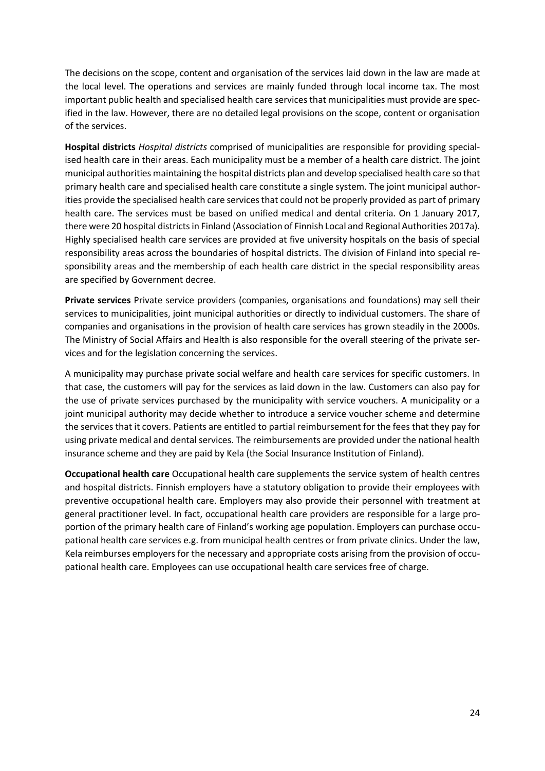The decisions on the scope, content and organisation of the services laid down in the law are made at the local level. The operations and services are mainly funded through local income tax. The most important public health and specialised health care services that municipalities must provide are specified in the law. However, there are no detailed legal provisions on the scope, content or organisation of the services.

**Hospital districts** *Hospital districts* comprised of municipalities are responsible for providing specialised health care in their areas. Each municipality must be a member of a health care district. The joint municipal authorities maintaining the hospital districts plan and develop specialised health care so that primary health care and specialised health care constitute a single system. The joint municipal authorities provide the specialised health care services that could not be properly provided as part of primary health care. The services must be based on unified medical and dental criteria. On 1 January 2017, there were 20 hospital districts in Finland (Association of Finnish Local and Regional Authorities 2017a). Highly specialised health care services are provided at five university hospitals on the basis of special responsibility areas across the boundaries of hospital districts. The division of Finland into special responsibility areas and the membership of each health care district in the special responsibility areas are specified by Government decree.

**Private services** Private service providers (companies, organisations and foundations) may sell their services to municipalities, joint municipal authorities or directly to individual customers. The share of companies and organisations in the provision of health care services has grown steadily in the 2000s. The Ministry of Social Affairs and Health is also responsible for the overall steering of the private services and for the legislation concerning the services.

A municipality may purchase private social welfare and health care services for specific customers. In that case, the customers will pay for the services as laid down in the law. Customers can also pay for the use of private services purchased by the municipality with service vouchers. A municipality or a joint municipal authority may decide whether to introduce a service voucher scheme and determine the services that it covers. Patients are entitled to partial reimbursement for the fees that they pay for using private medical and dental services. The reimbursements are provided under the national health insurance scheme and they are paid by Kela (the Social Insurance Institution of Finland).

**Occupational health care** Occupational health care supplements the service system of health centres and hospital districts. Finnish employers have a statutory obligation to provide their employees with preventive occupational health care. Employers may also provide their personnel with treatment at general practitioner level. In fact, occupational health care providers are responsible for a large proportion of the primary health care of Finland's working age population. Employers can purchase occupational health care services e.g. from municipal health centres or from private clinics. Under the law, Kela reimburses employers for the necessary and appropriate costs arising from the provision of occupational health care. Employees can use occupational health care services free of charge.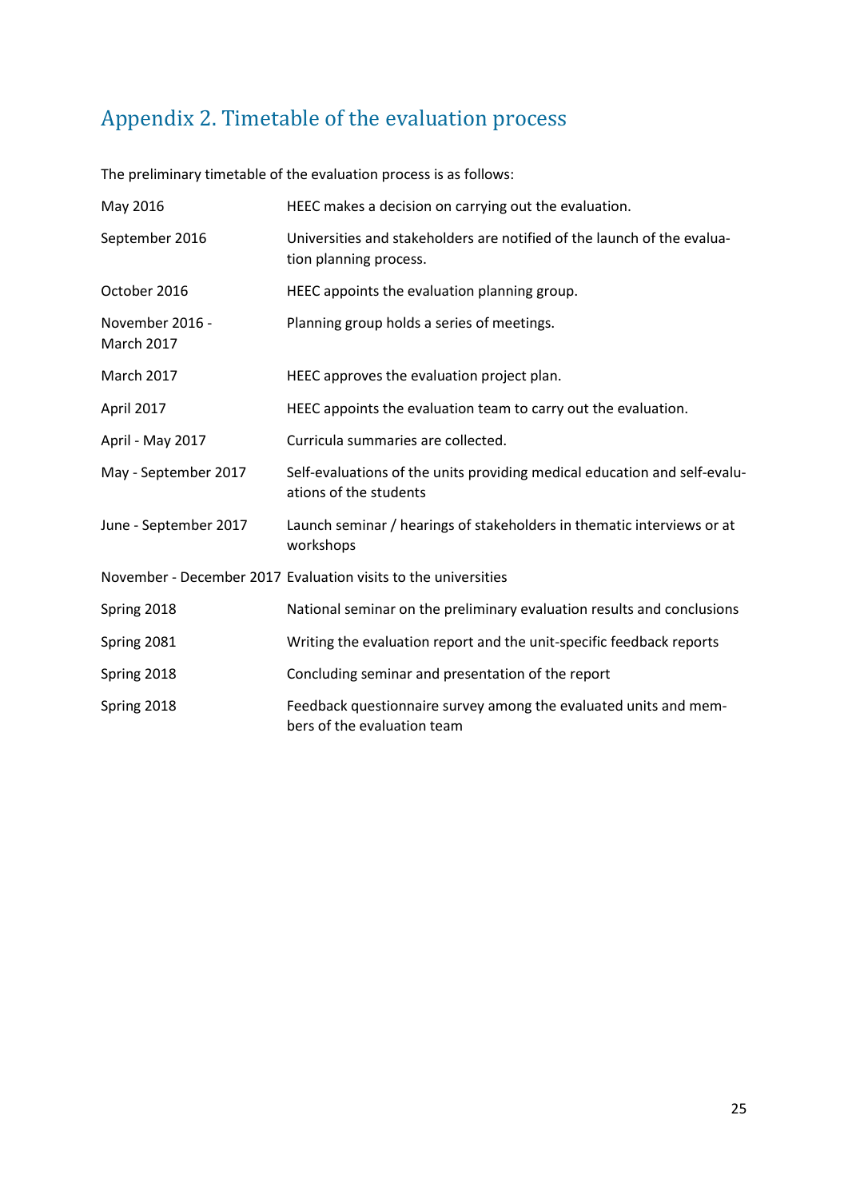# Appendix 2. Timetable of the evaluation process

The preliminary timetable of the evaluation process is as follows:

| | |
|---|---|
| May 2016 | HEEC makes a decision on carrying out the evaluation. |
| September 2016 | Universities and stakeholders are notified of the launch of the evaluation planning process. |
| October 2016 | HEEC appoints the evaluation planning group. |
| November 2016 - March 2017 | Planning group holds a series of meetings. |
| March 2017 | HEEC approves the evaluation project plan. |
| April 2017 | HEEC appoints the evaluation team to carry out the evaluation. |
| April - May 2017 | Curricula summaries are collected. |
| May - September 2017 | Self-evaluations of the units providing medical education and self-evaluations of the students |
| June - September 2017 | Launch seminar / hearings of stakeholders in thematic interviews or at workshops |
| November - December 2017 | Evaluation visits to the universities |
| Spring 2018 | National seminar on the preliminary evaluation results and conclusions |
| Spring 2081 | Writing the evaluation report and the unit-specific feedback reports |
| Spring 2018 | Concluding seminar and presentation of the report |
| Spring 2018 | Feedback questionnaire survey among the evaluated units and members of the evaluation team |